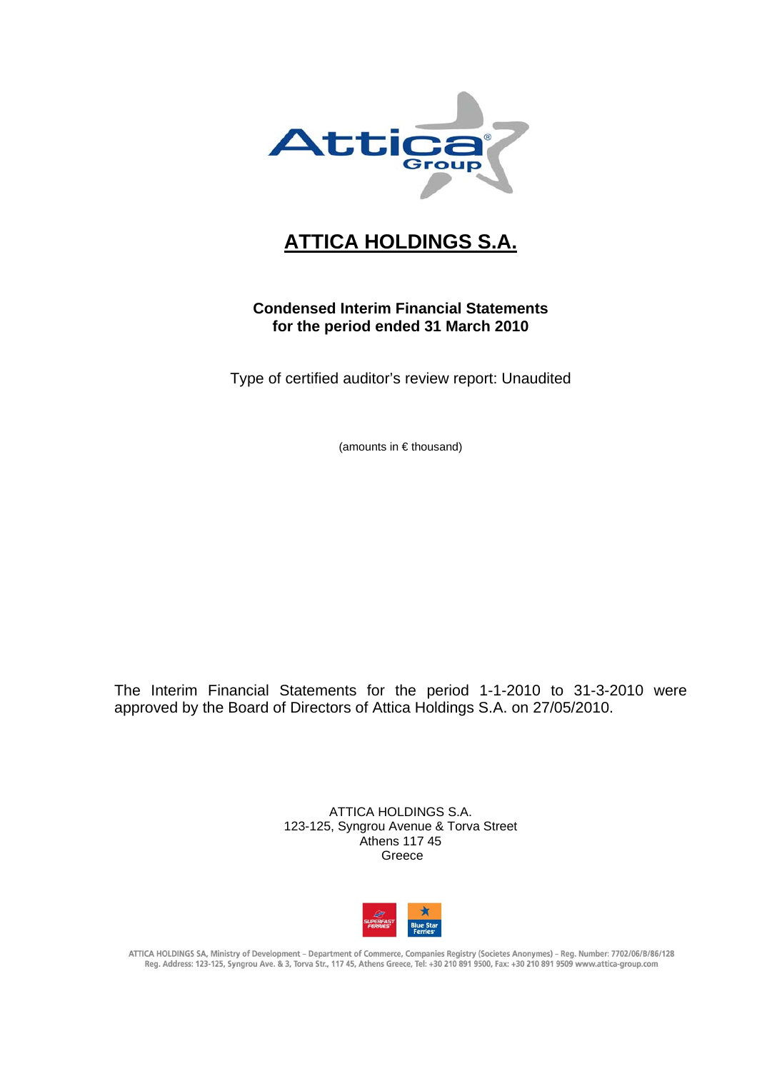# ATTICA HOLDINGS S.A.

**Condensed Interim Financial Statements**
**for the period ended 31 March 2010**

Type of certified auditor's review report: Unaudited

(amounts in € thousand)

The Interim Financial Statements for the period 1-1-2010 to 31-3-2010 were approved by the Board of Directors of Attica Holdings S.A. on 27/05/2010.

ATTICA HOLDINGS S.A.
123-125, Syngrou Avenue & Torva Street
Athens 117 45
Greece

ATTICA HOLDINGS SA, Ministry of Development – Department of Commerce, Companies Registry (Societes Anonymes) – Reg. Number: 7702/06/B/86/128
Reg. Address: 123-125, Syngrou Ave. & 3, Torva Str., 117 45, Athens Greece, Tel: +30 210 891 9500, Fax: +30 210 891 9509 www.attica-group.com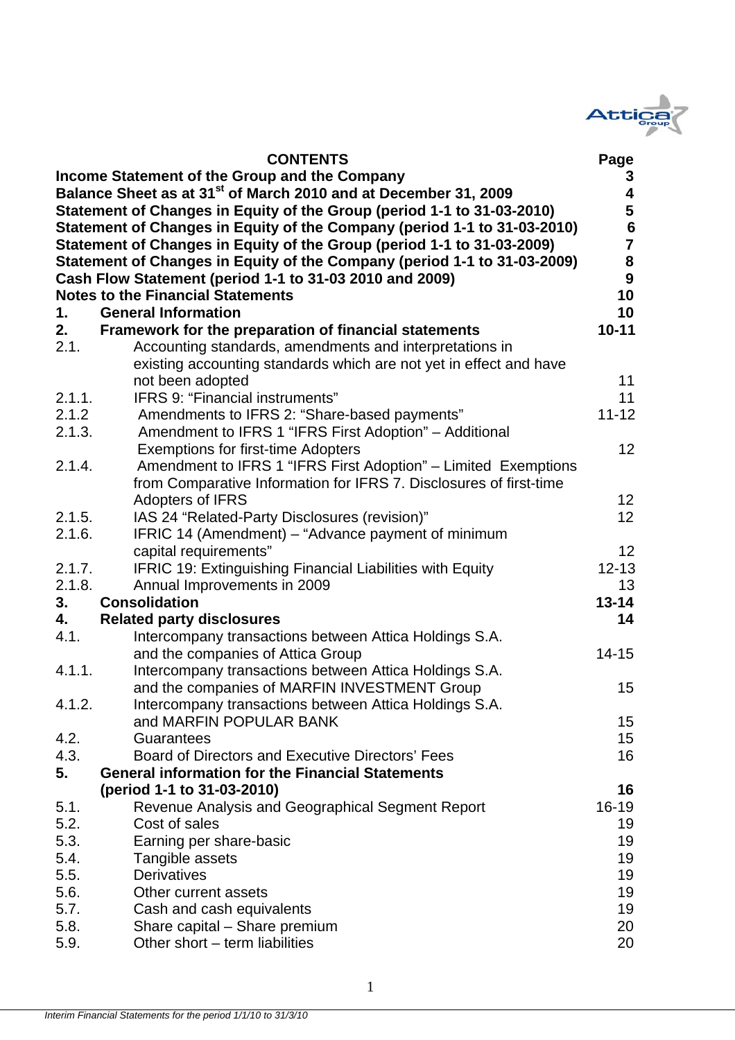| CONTENTS | | Page |
|---|---|---|
| **Income Statement of the Group and the Company** | | **3** |
| **Balance Sheet as at 31st of March 2010 and at December 31, 2009** | | **4** |
| **Statement of Changes in Equity of the Group (period 1-1 to 31-03-2010)** | | **5** |
| **Statement of Changes in Equity of the Company (period 1-1 to 31-03-2010)** | | **6** |
| **Statement of Changes in Equity of the Group (period 1-1 to 31-03-2009)** | | **7** |
| **Statement of Changes in Equity of the Company (period 1-1 to 31-03-2009)** | | **8** |
| **Cash Flow Statement (period 1-1 to 31-03 2010 and 2009)** | | **9** |
| **Notes to the Financial Statements** | | **10** |
| **1.** | **General Information** | **10** |
| **2.** | **Framework for the preparation of financial statements** | **10-11** |
| 2.1. | Accounting standards, amendments and interpretations in existing accounting standards which are not yet in effect and have not been adopted | 11 |
| 2.1.1. | IFRS 9: "Financial instruments" | 11 |
| 2.1.2 | Amendments to IFRS 2: "Share-based payments" | 11-12 |
| 2.1.3. | Amendment to IFRS 1 "IFRS First Adoption" – Additional Exemptions for first-time Adopters | 12 |
| 2.1.4. | Amendment to IFRS 1 "IFRS First Adoption" – Limited Exemptions from Comparative Information for IFRS 7. Disclosures of first-time Adopters of IFRS | 12 |
| 2.1.5. | IAS 24 "Related-Party Disclosures (revision)" | 12 |
| 2.1.6. | IFRIC 14 (Amendment) – "Advance payment of minimum capital requirements" | 12 |
| 2.1.7. | IFRIC 19: Extinguishing Financial Liabilities with Equity | 12-13 |
| 2.1.8. | Annual Improvements in 2009 | 13 |
| **3.** | **Consolidation** | **13-14** |
| **4.** | **Related party disclosures** | **14** |
| 4.1. | Intercompany transactions between Attica Holdings S.A. and the companies of Attica Group | 14-15 |
| 4.1.1. | Intercompany transactions between Attica Holdings S.A. and the companies of MARFIN INVESTMENT Group | 15 |
| 4.1.2. | Intercompany transactions between Attica Holdings S.A. and MARFIN POPULAR BANK | 15 |
| 4.2. | Guarantees | 15 |
| 4.3. | Board of Directors and Executive Directors' Fees | 16 |
| **5.** | **General information for the Financial Statements (period 1-1 to 31-03-2010)** | **16** |
| 5.1. | Revenue Analysis and Geographical Segment Report | 16-19 |
| 5.2. | Cost of sales | 19 |
| 5.3. | Earning per share-basic | 19 |
| 5.4. | Tangible assets | 19 |
| 5.5. | Derivatives | 19 |
| 5.6. | Other current assets | 19 |
| 5.7. | Cash and cash equivalents | 19 |
| 5.8. | Share capital – Share premium | 20 |
| 5.9. | Other short – term liabilities | 20 |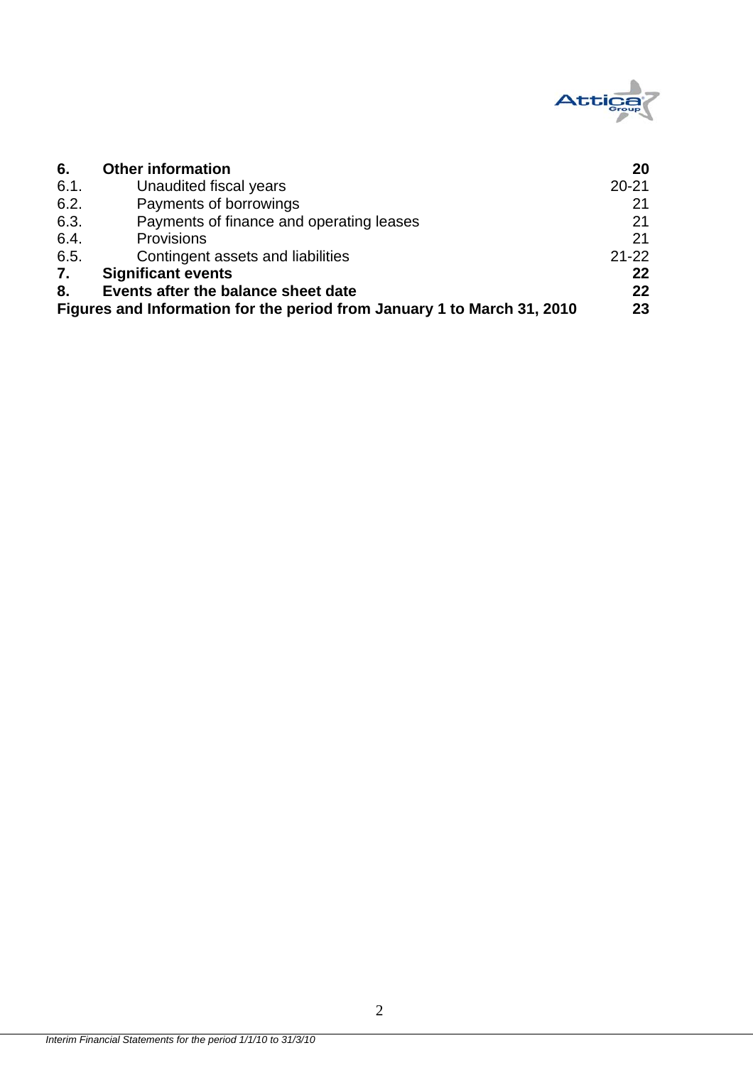| | | |
|---|---|---|
| **6.** | **Other information** | **20** |
| 6.1. | Unaudited fiscal years | 20-21 |
| 6.2. | Payments of borrowings | 21 |
| 6.3. | Payments of finance and operating leases | 21 |
| 6.4. | Provisions | 21 |
| 6.5. | Contingent assets and liabilities | 21-22 |
| **7.** | **Significant events** | **22** |
| **8.** | **Events after the balance sheet date** | **22** |
| **Figures and Information for the period from January 1 to March 31, 2010** | | **23** |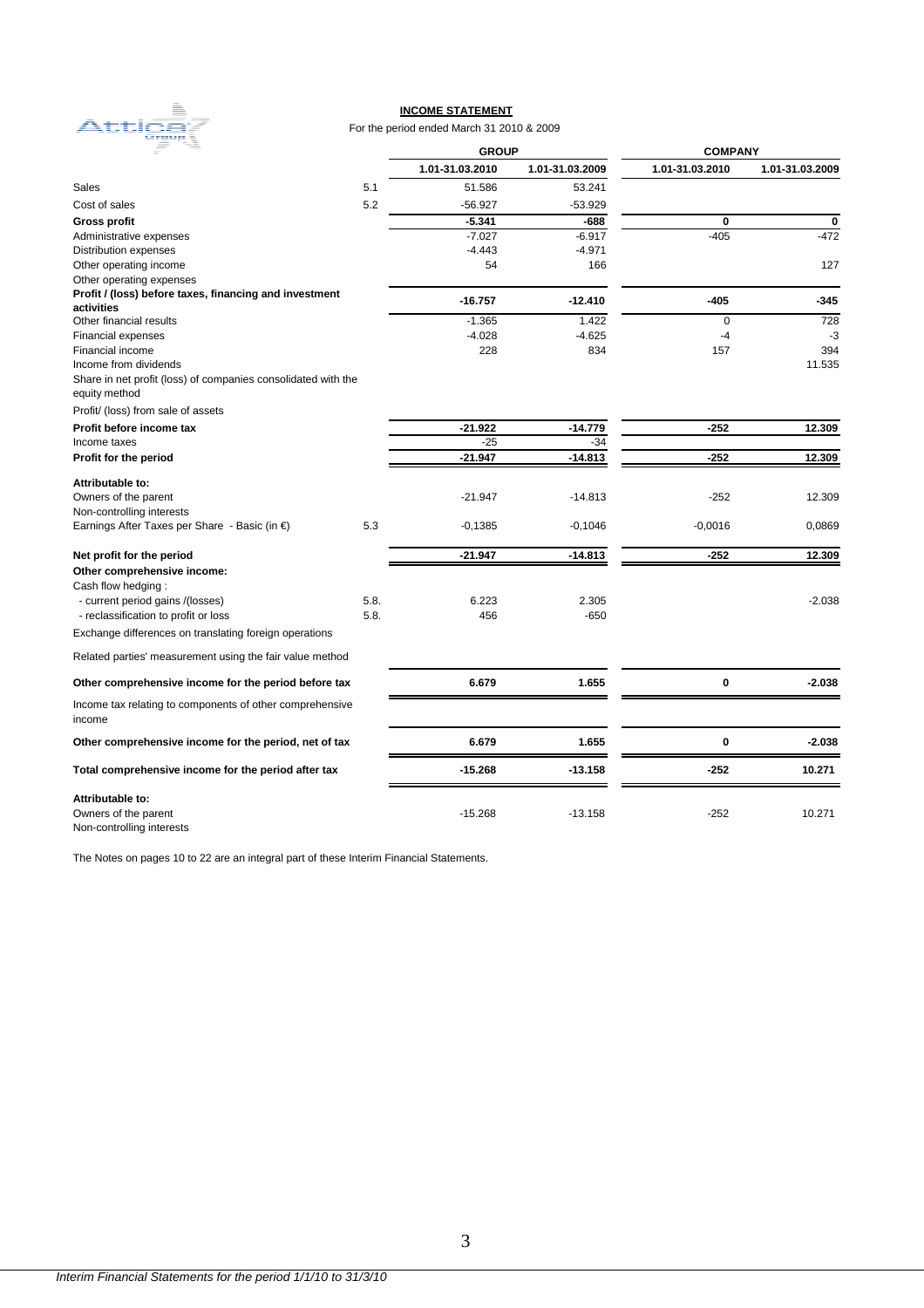## INCOME STATEMENT

For the period ended March 31 2010 & 2009

| | | GROUP | | COMPANY | |
|---|---|---|---|---|---|
| | | 1.01-31.03.2010 | 1.01-31.03.2009 | 1.01-31.03.2010 | 1.01-31.03.2009 |
| Sales | 5.1 | 51.586 | 53.241 | | |
| Cost of sales | 5.2 | -56.927 | -53.929 | | |
| **Gross profit** | | **-5.341** | **-688** | **0** | **0** |
| Administrative expenses | | -7.027 | -6.917 | -405 | -472 |
| Distribution expenses | | -4.443 | -4.971 | | |
| Other operating income | | 54 | 166 | | 127 |
| Other operating expenses | | | | | |
| **Profit / (loss) before taxes, financing and investment activities** | | **-16.757** | **-12.410** | **-405** | **-345** |
| Other financial results | | -1.365 | 1.422 | 0 | 728 |
| Financial expenses | | -4.028 | -4.625 | -4 | -3 |
| Financial income | | 228 | 834 | 157 | 394 |
| Income from dividends | | | | | 11.535 |
| Share in net profit (loss) of companies consolidated with the equity method | | | | | |
| Profit/ (loss) from sale of assets | | | | | |
| **Profit before income tax** | | **-21.922** | **-14.779** | **-252** | **12.309** |
| Income taxes | | -25 | -34 | | |
| **Profit for the period** | | **-21.947** | **-14.813** | **-252** | **12.309** |
| **Attributable to:** | | | | | |
| Owners of the parent | | -21.947 | -14.813 | -252 | 12.309 |
| Non-controlling interests | | | | | |
| Earnings After Taxes per Share - Basic (in €) | 5.3 | -0,1385 | -0,1046 | -0,0016 | 0,0869 |
| **Net profit for the period** | | **-21.947** | **-14.813** | **-252** | **12.309** |
| **Other comprehensive income:** | | | | | |
| Cash flow hedging : | | | | | |
| - current period gains /(losses) | 5.8. | 6.223 | 2.305 | | -2.038 |
| - reclassification to profit or loss | 5.8. | 456 | -650 | | |
| Exchange differences on translating foreign operations | | | | | |
| Related parties' measurement using the fair value method | | | | | |
| **Other comprehensive income for the period before tax** | | **6.679** | **1.655** | **0** | **-2.038** |
| Income tax relating to components of other comprehensive income | | | | | |
| **Other comprehensive income for the period, net of tax** | | **6.679** | **1.655** | **0** | **-2.038** |
| **Total comprehensive income for the period after tax** | | **-15.268** | **-13.158** | **-252** | **10.271** |
| **Attributable to:** | | | | | |
| Owners of the parent | | -15.268 | -13.158 | -252 | 10.271 |
| Non-controlling interests | | | | | |

The Notes on pages 10 to 22 are an integral part of these Interim Financial Statements.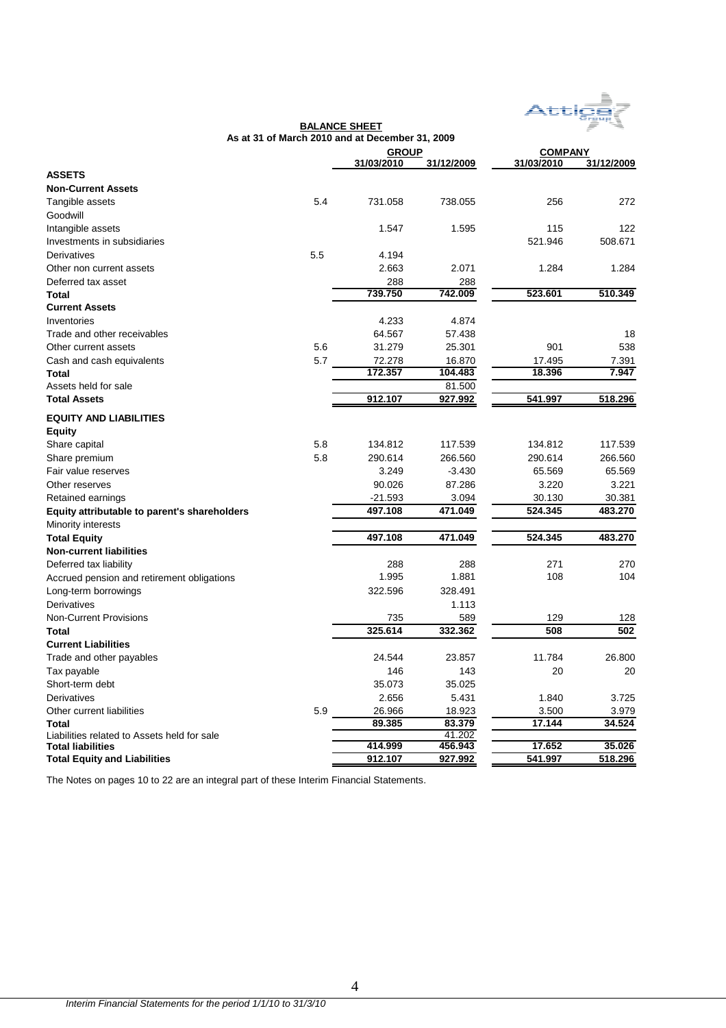## BALANCE SHEET

### As at 31 of March 2010 and at December 31, 2009

| | Note | GROUP 31/03/2010 | GROUP 31/12/2009 | COMPANY 31/03/2010 | COMPANY 31/12/2009 |
|---|---|---|---|---|---|
| **ASSETS** | | | | | |
| **Non-Current Assets** | | | | | |
| Tangible assets | 5.4 | 731.058 | 738.055 | 256 | 272 |
| Goodwill | | | | | |
| Intangible assets | | 1.547 | 1.595 | 115 | 122 |
| Investments in subsidiaries | | | | 521.946 | 508.671 |
| Derivatives | 5.5 | 4.194 | | | |
| Other non current assets | | 2.663 | 2.071 | 1.284 | 1.284 |
| Deferred tax asset | | 288 | 288 | | |
| **Total** | | **739.750** | **742.009** | **523.601** | **510.349** |
| **Current Assets** | | | | | |
| Inventories | | 4.233 | 4.874 | | |
| Trade and other receivables | | 64.567 | 57.438 | | 18 |
| Other current assets | 5.6 | 31.279 | 25.301 | 901 | 538 |
| Cash and cash equivalents | 5.7 | 72.278 | 16.870 | 17.495 | 7.391 |
| **Total** | | **172.357** | **104.483** | **18.396** | **7.947** |
| Assets held for sale | | | 81.500 | | |
| **Total Assets** | | **912.107** | **927.992** | **541.997** | **518.296** |
| **EQUITY AND LIABILITIES** | | | | | |
| **Equity** | | | | | |
| Share capital | 5.8 | 134.812 | 117.539 | 134.812 | 117.539 |
| Share premium | 5.8 | 290.614 | 266.560 | 290.614 | 266.560 |
| Fair value reserves | | 3.249 | -3.430 | 65.569 | 65.569 |
| Other reserves | | 90.026 | 87.286 | 3.220 | 3.221 |
| Retained earnings | | -21.593 | 3.094 | 30.130 | 30.381 |
| **Equity attributable to parent's shareholders** | | **497.108** | **471.049** | **524.345** | **483.270** |
| Minority interests | | | | | |
| **Total Equity** | | **497.108** | **471.049** | **524.345** | **483.270** |
| **Non-current liabilities** | | | | | |
| Deferred tax liability | | 288 | 288 | 271 | 270 |
| Accrued pension and retirement obligations | | 1.995 | 1.881 | 108 | 104 |
| Long-term borrowings | | 322.596 | 328.491 | | |
| Derivatives | | | 1.113 | | |
| Non-Current Provisions | | 735 | 589 | 129 | 128 |
| **Total** | | **325.614** | **332.362** | **508** | **502** |
| **Current Liabilities** | | | | | |
| Trade and other payables | | 24.544 | 23.857 | 11.784 | 26.800 |
| Tax payable | | 146 | 143 | 20 | 20 |
| Short-term debt | | 35.073 | 35.025 | | |
| Derivatives | | 2.656 | 5.431 | 1.840 | 3.725 |
| Other current liabilities | 5.9 | 26.966 | 18.923 | 3.500 | 3.979 |
| **Total** | | **89.385** | **83.379** | **17.144** | **34.524** |
| Liabilities related to Assets held for sale | | | 41.202 | | |
| **Total liabilities** | | **414.999** | **456.943** | **17.652** | **35.026** |
| **Total Equity and Liabilities** | | **912.107** | **927.992** | **541.997** | **518.296** |

The Notes on pages 10 to 22 are an integral part of these Interim Financial Statements.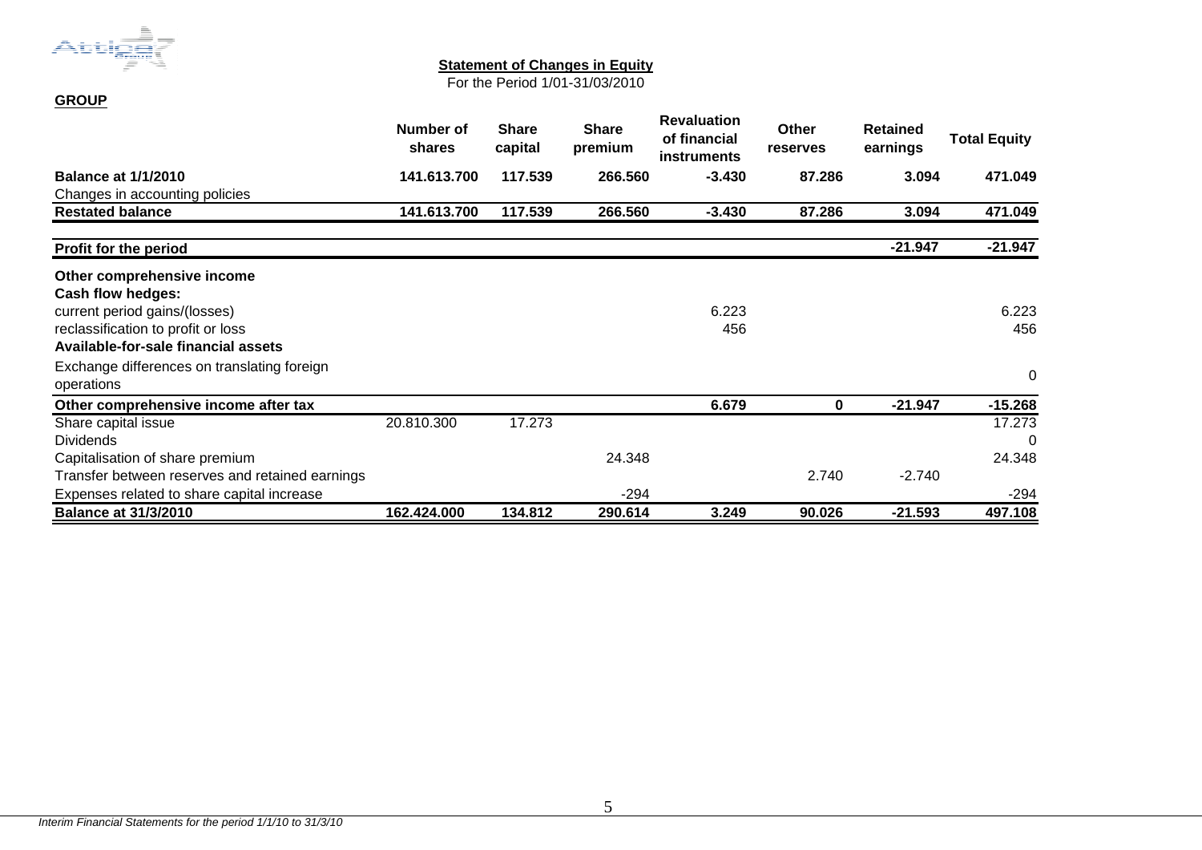## Statement of Changes in Equity

For the Period 1/01-31/03/2010

**GROUP**

| | Number of shares | Share capital | Share premium | Revaluation of financial instruments | Other reserves | Retained earnings | Total Equity |
|---|---|---|---|---|---|---|---|
| **Balance at 1/1/2010** | **141.613.700** | **117.539** | **266.560** | **-3.430** | **87.286** | **3.094** | **471.049** |
| Changes in accounting policies | | | | | | | |
| **Restated balance** | **141.613.700** | **117.539** | **266.560** | **-3.430** | **87.286** | **3.094** | **471.049** |
| **Profit for the period** | | | | | | **-21.947** | **-21.947** |
| **Other comprehensive income** | | | | | | | |
| **Cash flow hedges:** | | | | | | | |
| current period gains/(losses) | | | | 6.223 | | | 6.223 |
| reclassification to profit or loss | | | | 456 | | | 456 |
| **Available-for-sale financial assets** | | | | | | | |
| Exchange differences on translating foreign operations | | | | | | | 0 |
| **Other comprehensive income after tax** | | | | **6.679** | **0** | **-21.947** | **-15.268** |
| Share capital issue | 20.810.300 | 17.273 | | | | | 17.273 |
| Dividends | | | | | | | 0 |
| Capitalisation of share premium | | | 24.348 | | | | 24.348 |
| Transfer between reserves and retained earnings | | | | | 2.740 | -2.740 | |
| Expenses related to share capital increase | | | -294 | | | | -294 |
| **Balance at 31/3/2010** | **162.424.000** | **134.812** | **290.614** | **3.249** | **90.026** | **-21.593** | **497.108** |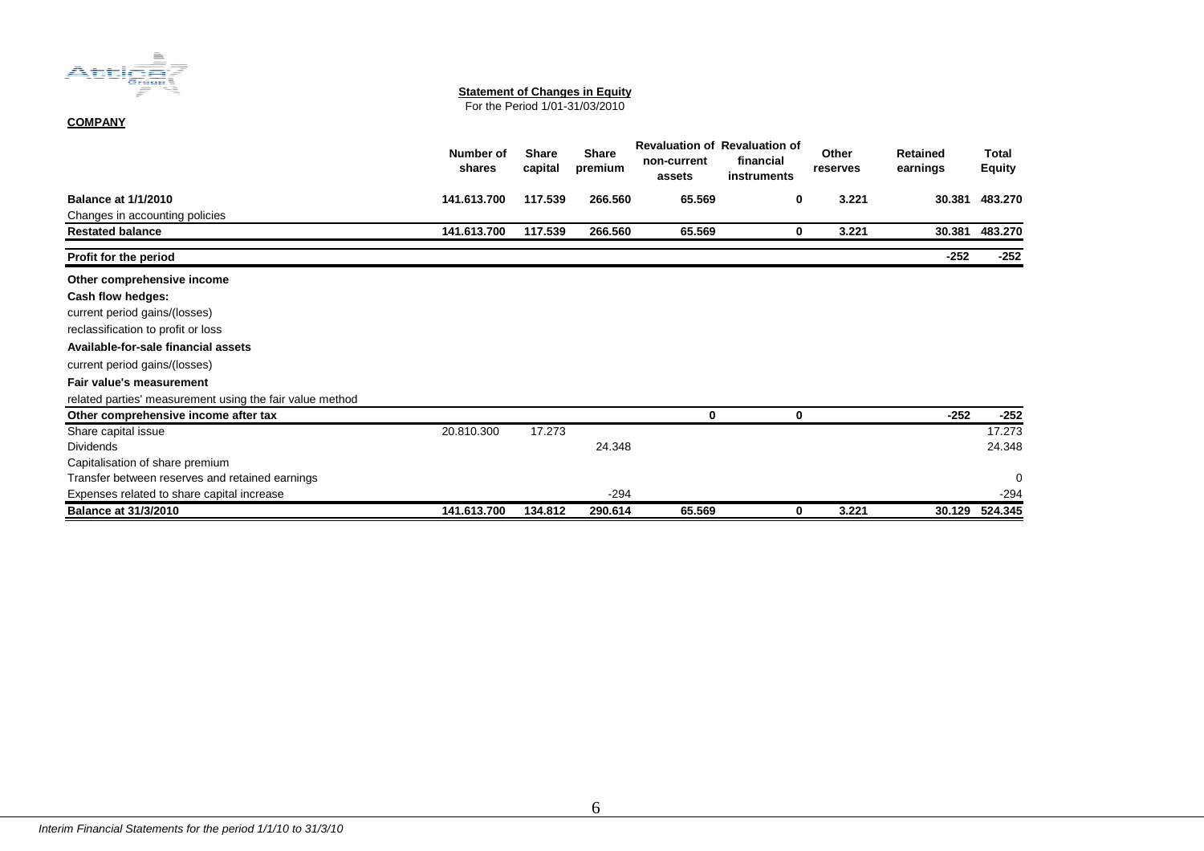**Statement of Changes in Equity**

For the Period 1/01-31/03/2010

**COMPANY**

| | Number of shares | Share capital | Share premium | Revaluation of non-current assets | Revaluation of financial instruments | Other reserves | Retained earnings | Total Equity |
|---|---|---|---|---|---|---|---|---|
| **Balance at 1/1/2010** | **141.613.700** | **117.539** | **266.560** | **65.569** | **0** | **3.221** | **30.381** | **483.270** |
| Changes in accounting policies | | | | | | | | |
| **Restated balance** | **141.613.700** | **117.539** | **266.560** | **65.569** | **0** | **3.221** | **30.381** | **483.270** |
| **Profit for the period** | | | | | | | **-252** | **-252** |
| **Other comprehensive income** | | | | | | | | |
| **Cash flow hedges:** | | | | | | | | |
| current period gains/(losses) | | | | | | | | |
| reclassification to profit or loss | | | | | | | | |
| **Available-for-sale financial assets** | | | | | | | | |
| current period gains/(losses) | | | | | | | | |
| **Fair value's measurement** | | | | | | | | |
| related parties' measurement using the fair value method | | | | | | | | |
| **Other comprehensive income after tax** | | | | **0** | **0** | | **-252** | **-252** |
| Share capital issue | 20.810.300 | 17.273 | | | | | | 17.273 |
| Dividends | | | 24.348 | | | | | 24.348 |
| Capitalisation of share premium | | | | | | | | |
| Transfer between reserves and retained earnings | | | | | | | | 0 |
| Expenses related to share capital increase | | | -294 | | | | | -294 |
| **Balance at 31/3/2010** | **141.613.700** | **134.812** | **290.614** | **65.569** | **0** | **3.221** | **30.129** | **524.345** |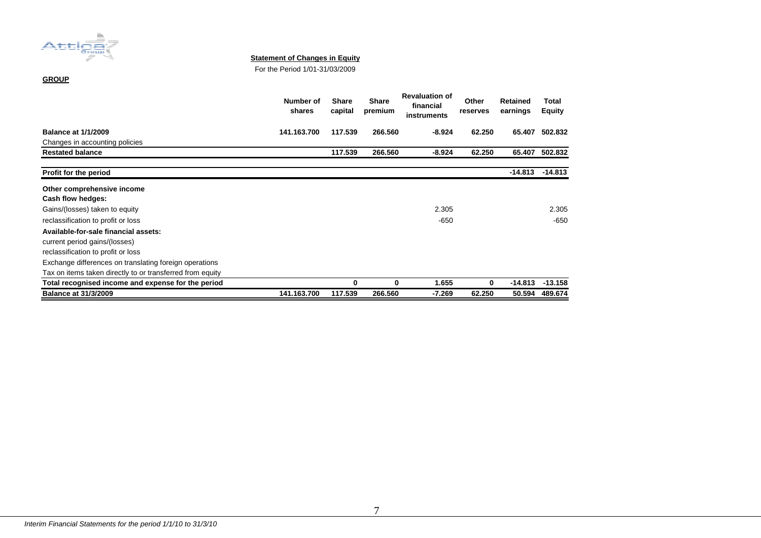**Statement of Changes in Equity**

For the Period 1/01-31/03/2009

**GROUP**

| | Number of shares | Share capital | Share premium | Revaluation of financial instruments | Other reserves | Retained earnings | Total Equity |
|---|---|---|---|---|---|---|---|
| **Balance at 1/1/2009** | **141.163.700** | **117.539** | **266.560** | **-8.924** | **62.250** | **65.407** | **502.832** |
| Changes in accounting policies | | | | | | | |
| **Restated balance** | | **117.539** | **266.560** | **-8.924** | **62.250** | **65.407** | **502.832** |
| **Profit for the period** | | | | | | **-14.813** | **-14.813** |
| **Other comprehensive income** | | | | | | | |
| **Cash flow hedges:** | | | | | | | |
| Gains/(losses) taken to equity | | | | 2.305 | | | 2.305 |
| reclassification to profit or loss | | | | -650 | | | -650 |
| **Available-for-sale financial assets:** | | | | | | | |
| current period gains/(losses) | | | | | | | |
| reclassification to profit or loss | | | | | | | |
| Exchange differences on translating foreign operations | | | | | | | |
| Tax on items taken directly to or transferred from equity | | | | | | | |
| **Total recognised income and expense for the period** | | **0** | **0** | **1.655** | **0** | **-14.813** | **-13.158** |
| **Balance at 31/3/2009** | **141.163.700** | **117.539** | **266.560** | **-7.269** | **62.250** | **50.594** | **489.674** |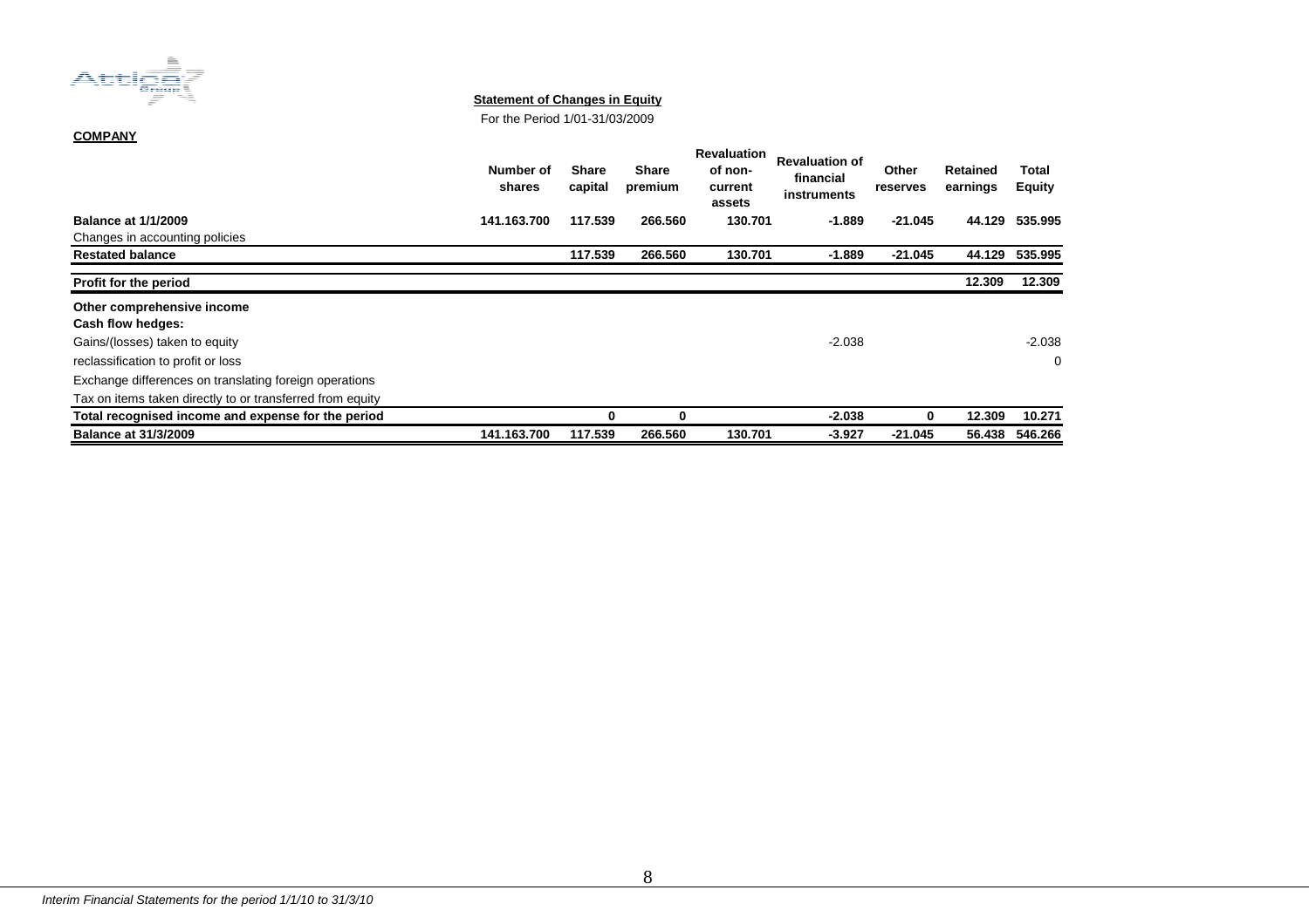**Statement of Changes in Equity**

For the Period 1/01-31/03/2009

**COMPANY**

| | Number of shares | Share capital | Share premium | Revaluation of non-current assets | Revaluation of financial instruments | Other reserves | Retained earnings | Total Equity |
|---|---|---|---|---|---|---|---|---|
| **Balance at 1/1/2009** | **141.163.700** | **117.539** | **266.560** | **130.701** | **-1.889** | **-21.045** | **44.129** | **535.995** |
| Changes in accounting policies | | | | | | | | |
| **Restated balance** | | **117.539** | **266.560** | **130.701** | **-1.889** | **-21.045** | **44.129** | **535.995** |
| **Profit for the period** | | | | | | | **12.309** | **12.309** |
| **Other comprehensive income** | | | | | | | | |
| **Cash flow hedges:** | | | | | | | | |
| Gains/(losses) taken to equity | | | | | -2.038 | | | -2.038 |
| reclassification to profit or loss | | | | | | | | 0 |
| Exchange differences on translating foreign operations | | | | | | | | |
| Tax on items taken directly to or transferred from equity | | | | | | | | |
| **Total recognised income and expense for the period** | | **0** | **0** | | **-2.038** | **0** | **12.309** | **10.271** |
| **Balance at 31/3/2009** | **141.163.700** | **117.539** | **266.560** | **130.701** | **-3.927** | **-21.045** | **56.438** | **546.266** |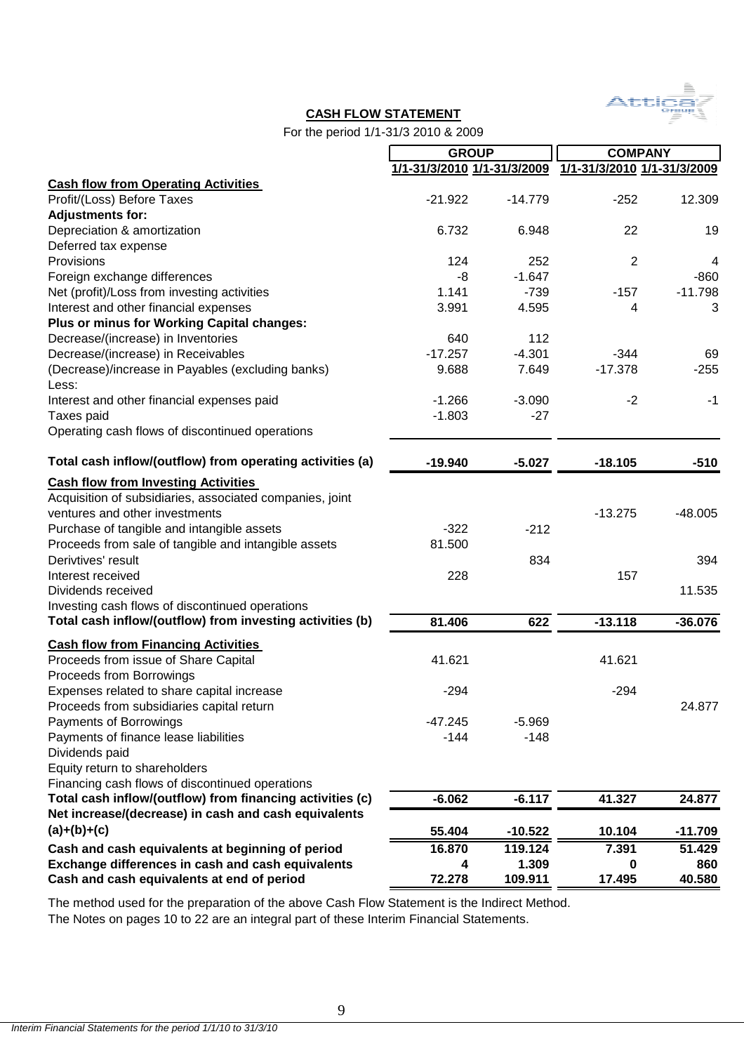## CASH FLOW STATEMENT

For the period 1/1-31/3 2010 & 2009

| | GROUP | | COMPANY | |
|---|---|---|---|---|
| | 1/1-31/3/2010 | 1/1-31/3/2009 | 1/1-31/3/2010 | 1/1-31/3/2009 |
| **Cash flow from Operating Activities** | | | | |
| Profit/(Loss) Before Taxes | -21.922 | -14.779 | -252 | 12.309 |
| **Adjustments for:** | | | | |
| Depreciation & amortization | 6.732 | 6.948 | 22 | 19 |
| Deferred tax expense | | | | |
| Provisions | 124 | 252 | 2 | 4 |
| Foreign exchange differences | -8 | -1.647 | | -860 |
| Net (profit)/Loss from investing activities | 1.141 | -739 | -157 | -11.798 |
| Interest and other financial expenses | 3.991 | 4.595 | 4 | 3 |
| **Plus or minus for Working Capital changes:** | | | | |
| Decrease/(increase) in Inventories | 640 | 112 | | |
| Decrease/(increase) in Receivables | -17.257 | -4.301 | -344 | 69 |
| (Decrease)/increase in Payables (excluding banks) | 9.688 | 7.649 | -17.378 | -255 |
| Less: | | | | |
| Interest and other financial expenses paid | -1.266 | -3.090 | -2 | -1 |
| Taxes paid | -1.803 | -27 | | |
| Operating cash flows of discontinued operations | | | | |
| **Total cash inflow/(outflow) from operating activities (a)** | **-19.940** | **-5.027** | **-18.105** | **-510** |
| **Cash flow from Investing Activities** | | | | |
| Acquisition of subsidiaries, associated companies, joint ventures and other investments | | | -13.275 | -48.005 |
| Purchase of tangible and intangible assets | -322 | -212 | | |
| Proceeds from sale of tangible and intangible assets | 81.500 | | | |
| Derivtives' result | | 834 | | 394 |
| Interest received | 228 | | 157 | |
| Dividends received | | | | 11.535 |
| Investing cash flows of discontinued operations | | | | |
| **Total cash inflow/(outflow) from investing activities (b)** | **81.406** | **622** | **-13.118** | **-36.076** |
| **Cash flow from Financing Activities** | | | | |
| Proceeds from issue of Share Capital | 41.621 | | 41.621 | |
| Proceeds from Borrowings | | | | |
| Expenses related to share capital increase | -294 | | -294 | |
| Proceeds from subsidiaries capital return | | | | 24.877 |
| Payments of Borrowings | -47.245 | -5.969 | | |
| Payments of finance lease liabilities | -144 | -148 | | |
| Dividends paid | | | | |
| Equity return to shareholders | | | | |
| Financing cash flows of discontinued operations | | | | |
| **Total cash inflow/(outflow) from financing activities (c)** | **-6.062** | **-6.117** | **41.327** | **24.877** |
| **Net increase/(decrease) in cash and cash equivalents (a)+(b)+(c)** | **55.404** | **-10.522** | **10.104** | **-11.709** |
| **Cash and cash equivalents at beginning of period** | **16.870** | **119.124** | **7.391** | **51.429** |
| **Exchange differences in cash and cash equivalents** | **4** | **1.309** | **0** | **860** |
| **Cash and cash equivalents at end of period** | **72.278** | **109.911** | **17.495** | **40.580** |

The method used for the preparation of the above Cash Flow Statement is the Indirect Method.

The Notes on pages 10 to 22 are an integral part of these Interim Financial Statements.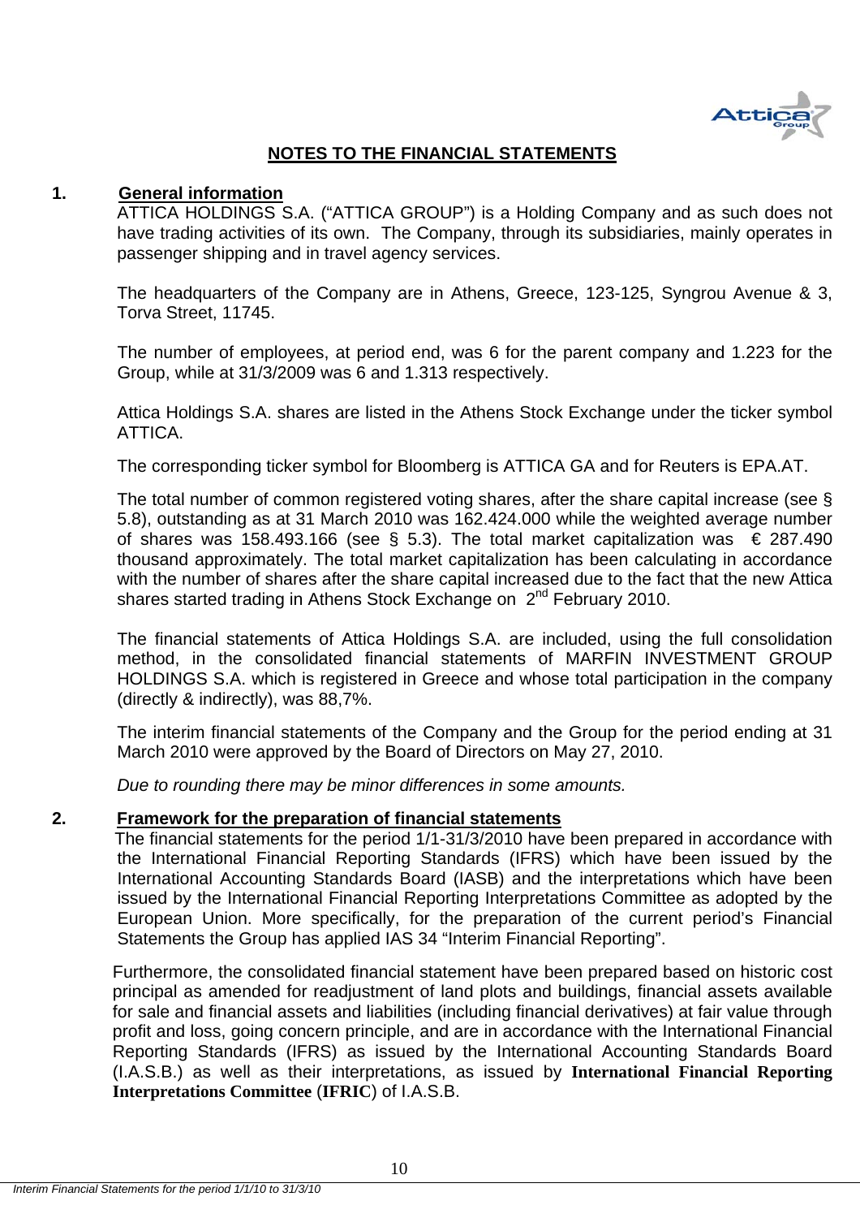# NOTES TO THE FINANCIAL STATEMENTS

## 1. General information

ATTICA HOLDINGS S.A. ("ATTICA GROUP") is a Holding Company and as such does not have trading activities of its own. The Company, through its subsidiaries, mainly operates in passenger shipping and in travel agency services.

The headquarters of the Company are in Athens, Greece, 123-125, Syngrou Avenue & 3, Torva Street, 11745.

The number of employees, at period end, was 6 for the parent company and 1.223 for the Group, while at 31/3/2009 was 6 and 1.313 respectively.

Attica Holdings S.A. shares are listed in the Athens Stock Exchange under the ticker symbol ATTICA.

The corresponding ticker symbol for Bloomberg is ATTICA GA and for Reuters is EPA.AT.

The total number of common registered voting shares, after the share capital increase (see § 5.8), outstanding as at 31 March 2010 was 162.424.000 while the weighted average number of shares was 158.493.166 (see § 5.3). The total market capitalization was € 287.490 thousand approximately. The total market capitalization has been calculating in accordance with the number of shares after the share capital increased due to the fact that the new Attica shares started trading in Athens Stock Exchange on 2nd February 2010.

The financial statements of Attica Holdings S.A. are included, using the full consolidation method, in the consolidated financial statements of MARFIN INVESTMENT GROUP HOLDINGS S.A. which is registered in Greece and whose total participation in the company (directly & indirectly), was 88,7%.

The interim financial statements of the Company and the Group for the period ending at 31 March 2010 were approved by the Board of Directors on May 27, 2010.

*Due to rounding there may be minor differences in some amounts.*

## 2. Framework for the preparation of financial statements

The financial statements for the period 1/1-31/3/2010 have been prepared in accordance with the International Financial Reporting Standards (IFRS) which have been issued by the International Accounting Standards Board (IASB) and the interpretations which have been issued by the International Financial Reporting Interpretations Committee as adopted by the European Union. More specifically, for the preparation of the current period's Financial Statements the Group has applied IAS 34 "Interim Financial Reporting".

Furthermore, the consolidated financial statement have been prepared based on historic cost principal as amended for readjustment of land plots and buildings, financial assets available for sale and financial assets and liabilities (including financial derivatives) at fair value through profit and loss, going concern principle, and are in accordance with the International Financial Reporting Standards (IFRS) as issued by the International Accounting Standards Board (I.A.S.B.) as well as their interpretations, as issued by **International Financial Reporting Interpretations Committee** (**IFRIC**) of I.A.S.B.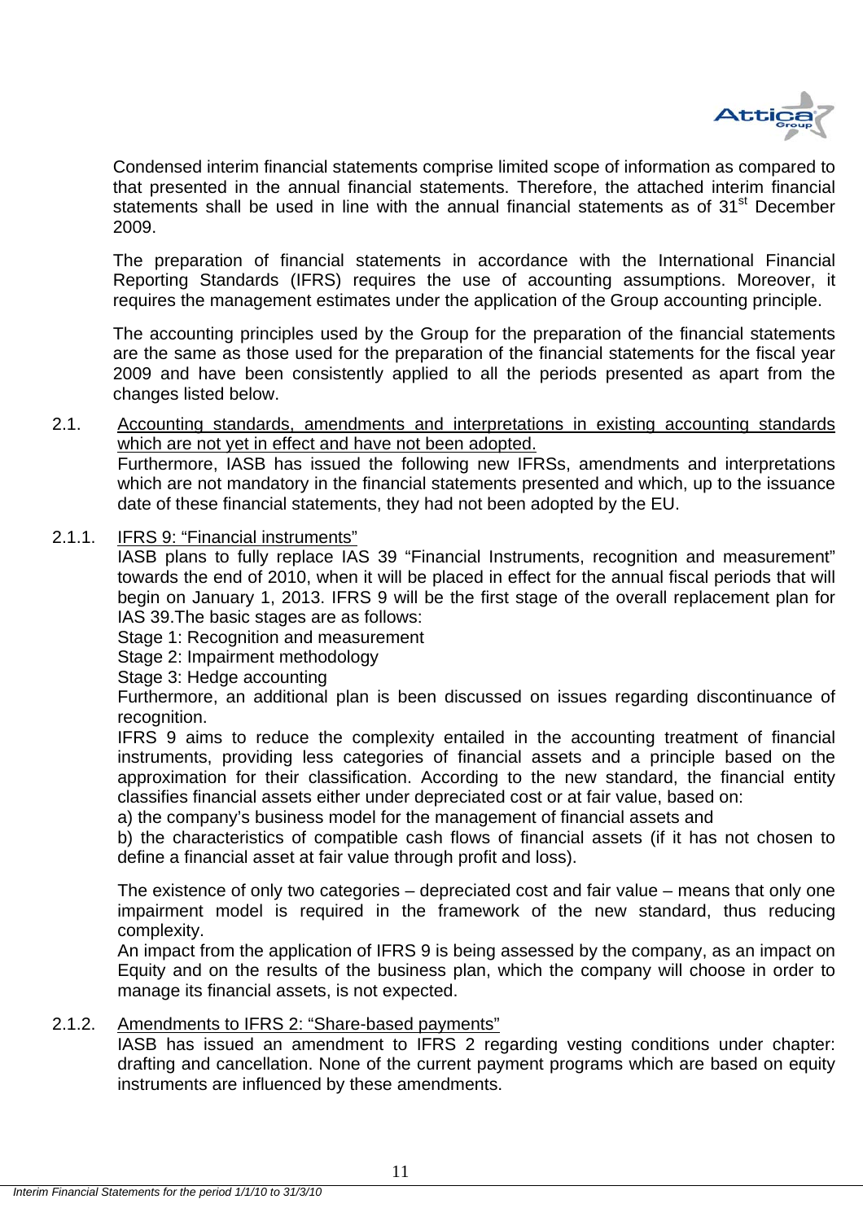Condensed interim financial statements comprise limited scope of information as compared to that presented in the annual financial statements. Therefore, the attached interim financial statements shall be used in line with the annual financial statements as of 31st December 2009.

The preparation of financial statements in accordance with the International Financial Reporting Standards (IFRS) requires the use of accounting assumptions. Moreover, it requires the management estimates under the application of the Group accounting principle.

The accounting principles used by the Group for the preparation of the financial statements are the same as those used for the preparation of the financial statements for the fiscal year 2009 and have been consistently applied to all the periods presented as apart from the changes listed below.

## 2.1. Accounting standards, amendments and interpretations in existing accounting standards which are not yet in effect and have not been adopted.

Furthermore, IASB has issued the following new IFRSs, amendments and interpretations which are not mandatory in the financial statements presented and which, up to the issuance date of these financial statements, they had not been adopted by the EU.

### 2.1.1. IFRS 9: "Financial instruments"

IASB plans to fully replace IAS 39 "Financial Instruments, recognition and measurement" towards the end of 2010, when it will be placed in effect for the annual fiscal periods that will begin on January 1, 2013. IFRS 9 will be the first stage of the overall replacement plan for IAS 39.The basic stages are as follows:

Stage 1: Recognition and measurement
Stage 2: Impairment methodology
Stage 3: Hedge accounting

Furthermore, an additional plan is been discussed on issues regarding discontinuance of recognition.

IFRS 9 aims to reduce the complexity entailed in the accounting treatment of financial instruments, providing less categories of financial assets and a principle based on the approximation for their classification. According to the new standard, the financial entity classifies financial assets either under depreciated cost or at fair value, based on:

a) the company's business model for the management of financial assets and
b) the characteristics of compatible cash flows of financial assets (if it has not chosen to define a financial asset at fair value through profit and loss).

The existence of only two categories – depreciated cost and fair value – means that only one impairment model is required in the framework of the new standard, thus reducing complexity.

An impact from the application of IFRS 9 is being assessed by the company, as an impact on Equity and on the results of the business plan, which the company will choose in order to manage its financial assets, is not expected.

### 2.1.2. Amendments to IFRS 2: "Share-based payments"

IASB has issued an amendment to IFRS 2 regarding vesting conditions under chapter: drafting and cancellation. None of the current payment programs which are based on equity instruments are influenced by these amendments.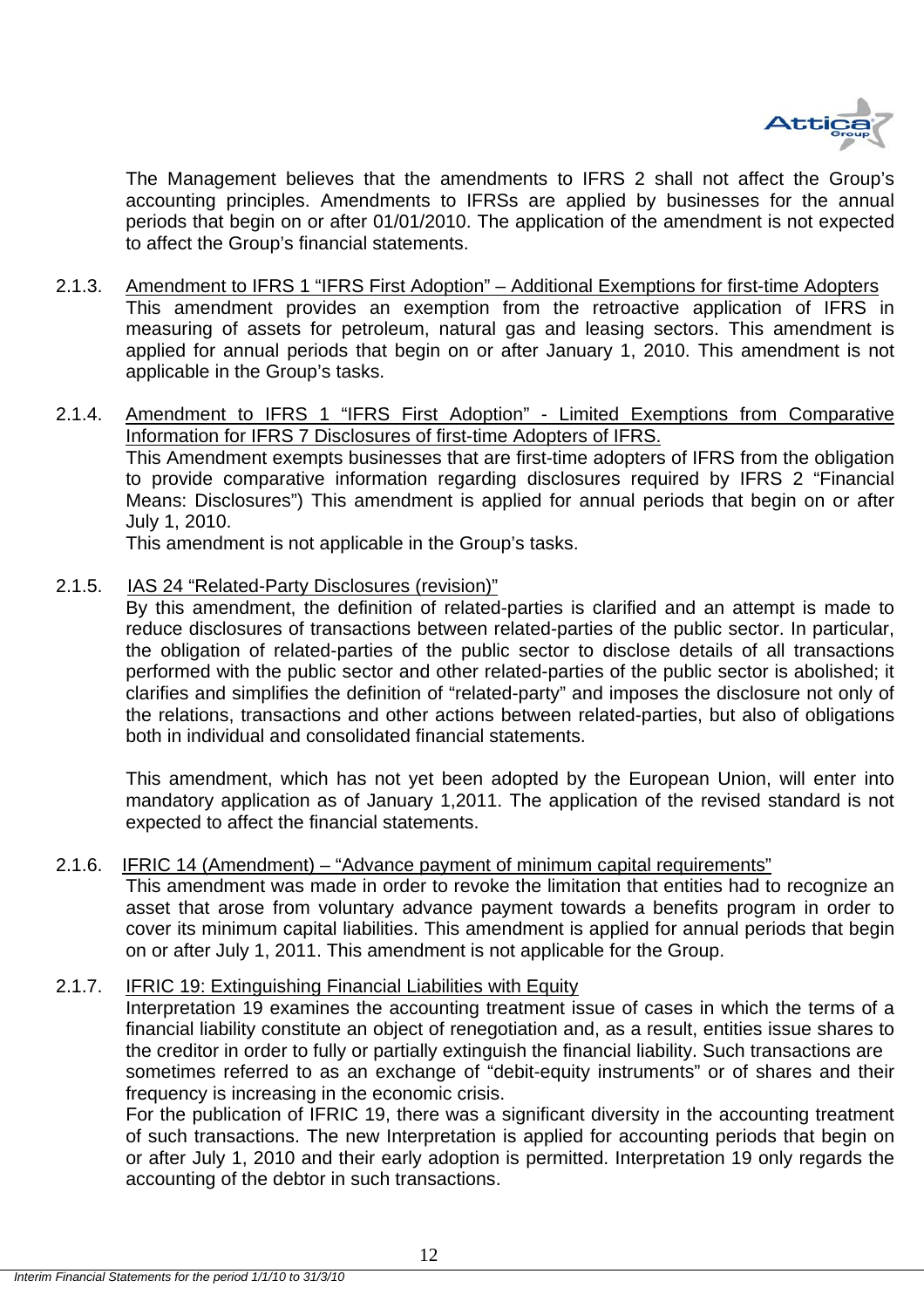The Management believes that the amendments to IFRS 2 shall not affect the Group's accounting principles. Amendments to IFRSs are applied by businesses for the annual periods that begin on or after 01/01/2010. The application of the amendment is not expected to affect the Group's financial statements.

2.1.3. Amendment to IFRS 1 "IFRS First Adoption" – Additional Exemptions for first-time Adopters

This amendment provides an exemption from the retroactive application of IFRS in measuring of assets for petroleum, natural gas and leasing sectors. This amendment is applied for annual periods that begin on or after January 1, 2010. This amendment is not applicable in the Group's tasks.

2.1.4. Amendment to IFRS 1 "IFRS First Adoption" - Limited Exemptions from Comparative Information for IFRS 7 Disclosures of first-time Adopters of IFRS.

This Amendment exempts businesses that are first-time adopters of IFRS from the obligation to provide comparative information regarding disclosures required by IFRS 2 "Financial Means: Disclosures") This amendment is applied for annual periods that begin on or after July 1, 2010.

This amendment is not applicable in the Group's tasks.

2.1.5. IAS 24 "Related-Party Disclosures (revision)"

By this amendment, the definition of related-parties is clarified and an attempt is made to reduce disclosures of transactions between related-parties of the public sector. In particular, the obligation of related-parties of the public sector to disclose details of all transactions performed with the public sector and other related-parties of the public sector is abolished; it clarifies and simplifies the definition of "related-party" and imposes the disclosure not only of the relations, transactions and other actions between related-parties, but also of obligations both in individual and consolidated financial statements.

This amendment, which has not yet been adopted by the European Union, will enter into mandatory application as of January 1,2011. The application of the revised standard is not expected to affect the financial statements.

2.1.6. IFRIC 14 (Amendment) – "Advance payment of minimum capital requirements"

This amendment was made in order to revoke the limitation that entities had to recognize an asset that arose from voluntary advance payment towards a benefits program in order to cover its minimum capital liabilities. This amendment is applied for annual periods that begin on or after July 1, 2011. This amendment is not applicable for the Group.

2.1.7. IFRIC 19: Extinguishing Financial Liabilities with Equity

Interpretation 19 examines the accounting treatment issue of cases in which the terms of a financial liability constitute an object of renegotiation and, as a result, entities issue shares to the creditor in order to fully or partially extinguish the financial liability. Such transactions are sometimes referred to as an exchange of "debit-equity instruments" or of shares and their frequency is increasing in the economic crisis.

For the publication of IFRIC 19, there was a significant diversity in the accounting treatment of such transactions. The new Interpretation is applied for accounting periods that begin on or after July 1, 2010 and their early adoption is permitted. Interpretation 19 only regards the accounting of the debtor in such transactions.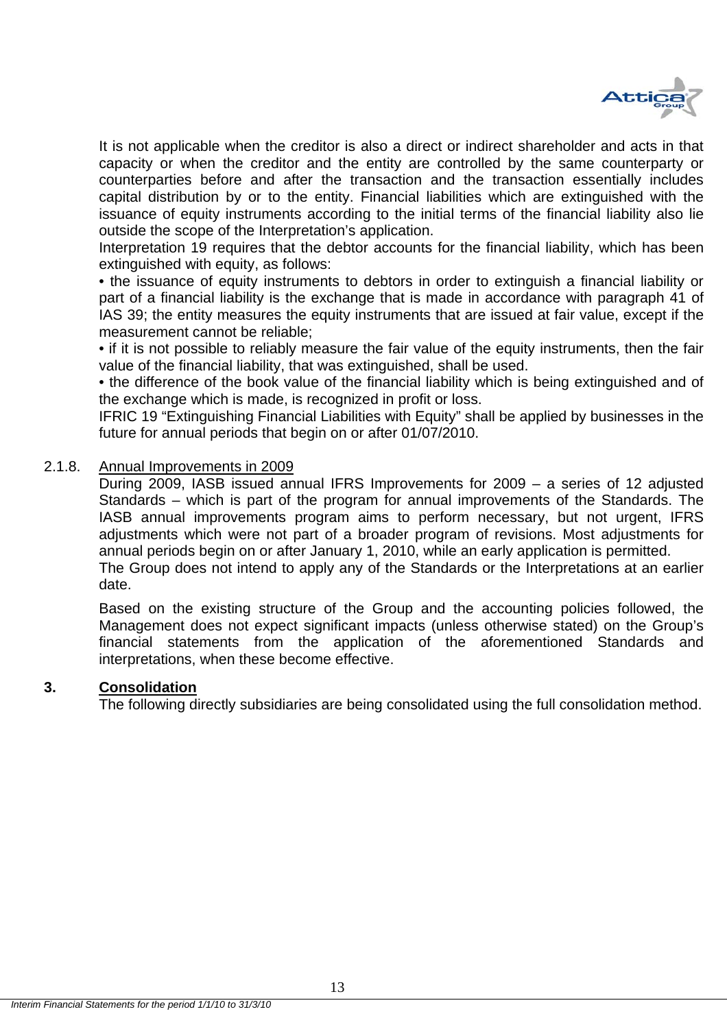It is not applicable when the creditor is also a direct or indirect shareholder and acts in that capacity or when the creditor and the entity are controlled by the same counterparty or counterparties before and after the transaction and the transaction essentially includes capital distribution by or to the entity. Financial liabilities which are extinguished with the issuance of equity instruments according to the initial terms of the financial liability also lie outside the scope of the Interpretation's application.

Interpretation 19 requires that the debtor accounts for the financial liability, which has been extinguished with equity, as follows:

• the issuance of equity instruments to debtors in order to extinguish a financial liability or part of a financial liability is the exchange that is made in accordance with paragraph 41 of IAS 39; the entity measures the equity instruments that are issued at fair value, except if the measurement cannot be reliable;

• if it is not possible to reliably measure the fair value of the equity instruments, then the fair value of the financial liability, that was extinguished, shall be used.

• the difference of the book value of the financial liability which is being extinguished and of the exchange which is made, is recognized in profit or loss.

IFRIC 19 "Extinguishing Financial Liabilities with Equity" shall be applied by businesses in the future for annual periods that begin on or after 01/07/2010.

2.1.8. Annual Improvements in 2009

During 2009, IASB issued annual IFRS Improvements for 2009 – a series of 12 adjusted Standards – which is part of the program for annual improvements of the Standards. The IASB annual improvements program aims to perform necessary, but not urgent, IFRS adjustments which were not part of a broader program of revisions. Most adjustments for annual periods begin on or after January 1, 2010, while an early application is permitted.

The Group does not intend to apply any of the Standards or the Interpretations at an earlier date.

Based on the existing structure of the Group and the accounting policies followed, the Management does not expect significant impacts (unless otherwise stated) on the Group's financial statements from the application of the aforementioned Standards and interpretations, when these become effective.

## 3. Consolidation

The following directly subsidiaries are being consolidated using the full consolidation method.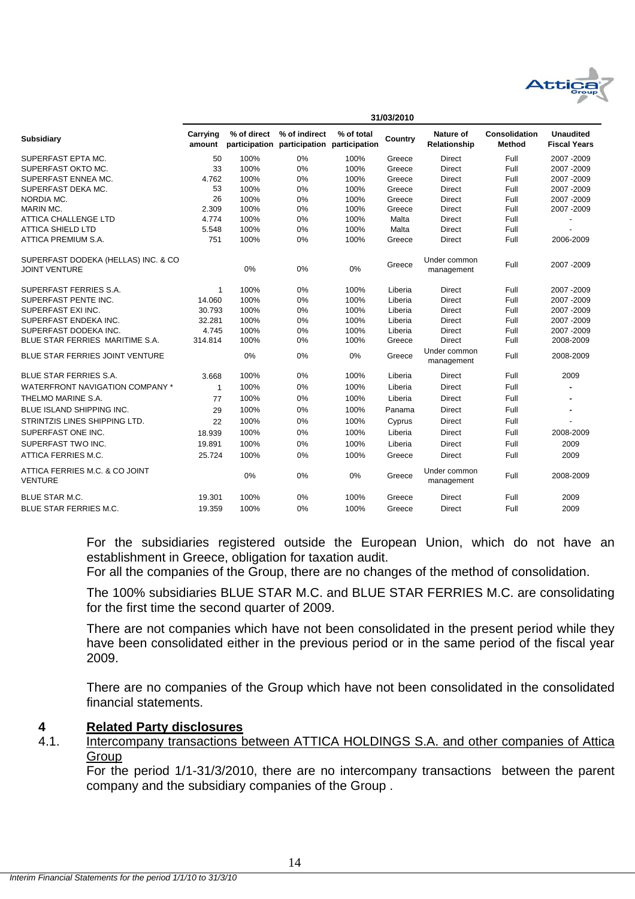| Subsidiary | 31/03/2010 | | | | | | | |
|---|---|---|---|---|---|---|---|---|
| | Carrying amount | % of direct participation | % of indirect participation | % of total participation | Country | Nature of Relationship | Consolidation Method | Unaudited Fiscal Years |
| SUPERFAST EPTA MC. | 50 | 100% | 0% | 100% | Greece | Direct | Full | 2007 -2009 |
| SUPERFAST OKTO MC. | 33 | 100% | 0% | 100% | Greece | Direct | Full | 2007 -2009 |
| SUPERFAST ENNEA MC. | 4.762 | 100% | 0% | 100% | Greece | Direct | Full | 2007 -2009 |
| SUPERFAST DEKA MC. | 53 | 100% | 0% | 100% | Greece | Direct | Full | 2007 -2009 |
| NORDIA MC. | 26 | 100% | 0% | 100% | Greece | Direct | Full | 2007 -2009 |
| MARIN MC. | 2.309 | 100% | 0% | 100% | Greece | Direct | Full | 2007 -2009 |
| ATTICA CHALLENGE LTD | 4.774 | 100% | 0% | 100% | Malta | Direct | Full | - |
| ATTICA SHIELD LTD | 5.548 | 100% | 0% | 100% | Malta | Direct | Full | - |
| ATTICA PREMIUM S.A. | 751 | 100% | 0% | 100% | Greece | Direct | Full | 2006-2009 |
| SUPERFAST DODEKA (HELLAS) INC. & CO JOINT VENTURE | | 0% | 0% | 0% | Greece | Under common management | Full | 2007 -2009 |
| SUPERFAST FERRIES S.A. | 1 | 100% | 0% | 100% | Liberia | Direct | Full | 2007 -2009 |
| SUPERFAST PENTE INC. | 14.060 | 100% | 0% | 100% | Liberia | Direct | Full | 2007 -2009 |
| SUPERFAST EXI INC. | 30.793 | 100% | 0% | 100% | Liberia | Direct | Full | 2007 -2009 |
| SUPERFAST ENDEKA INC. | 32.281 | 100% | 0% | 100% | Liberia | Direct | Full | 2007 -2009 |
| SUPERFAST DODEKA INC. | 4.745 | 100% | 0% | 100% | Liberia | Direct | Full | 2007 -2009 |
| BLUE STAR FERRIES MARITIME S.A. | 314.814 | 100% | 0% | 100% | Greece | Direct | Full | 2008-2009 |
| BLUE STAR FERRIES JOINT VENTURE | | 0% | 0% | 0% | Greece | Under common management | Full | 2008-2009 |
| BLUE STAR FERRIES S.A. | 3.668 | 100% | 0% | 100% | Liberia | Direct | Full | 2009 |
| WATERFRONT NAVIGATION COMPANY * | 1 | 100% | 0% | 100% | Liberia | Direct | Full | - |
| THELMO MARINE S.A. | 77 | 100% | 0% | 100% | Liberia | Direct | Full | - |
| BLUE ISLAND SHIPPING INC. | 29 | 100% | 0% | 100% | Panama | Direct | Full | - |
| STRINTZIS LINES SHIPPING LTD. | 22 | 100% | 0% | 100% | Cyprus | Direct | Full | - |
| SUPERFAST ONE INC. | 18.939 | 100% | 0% | 100% | Liberia | Direct | Full | 2008-2009 |
| SUPERFAST TWO INC. | 19.891 | 100% | 0% | 100% | Liberia | Direct | Full | 2009 |
| ATTICA FERRIES M.C. | 25.724 | 100% | 0% | 100% | Greece | Direct | Full | 2009 |
| ATTICA FERRIES M.C. & CO JOINT VENTURE | | 0% | 0% | 0% | Greece | Under common management | Full | 2008-2009 |
| BLUE STAR M.C. | 19.301 | 100% | 0% | 100% | Greece | Direct | Full | 2009 |
| BLUE STAR FERRIES M.C. | 19.359 | 100% | 0% | 100% | Greece | Direct | Full | 2009 |

For the subsidiaries registered outside the European Union, which do not have an establishment in Greece, obligation for taxation audit.
For all the companies of the Group, there are no changes of the method of consolidation.

The 100% subsidiaries BLUE STAR M.C. and BLUE STAR FERRIES M.C. are consolidating for the first time the second quarter of 2009.

There are not companies which have not been consolidated in the present period while they have been consolidated either in the previous period or in the same period of the fiscal year 2009.

There are no companies of the Group which have not been consolidated in the consolidated financial statements.

## 4 Related Party disclosures

### 4.1. Intercompany transactions between ATTICA HOLDINGS S.A. and other companies of Attica Group

For the period 1/1-31/3/2010, there are no intercompany transactions between the parent company and the subsidiary companies of the Group .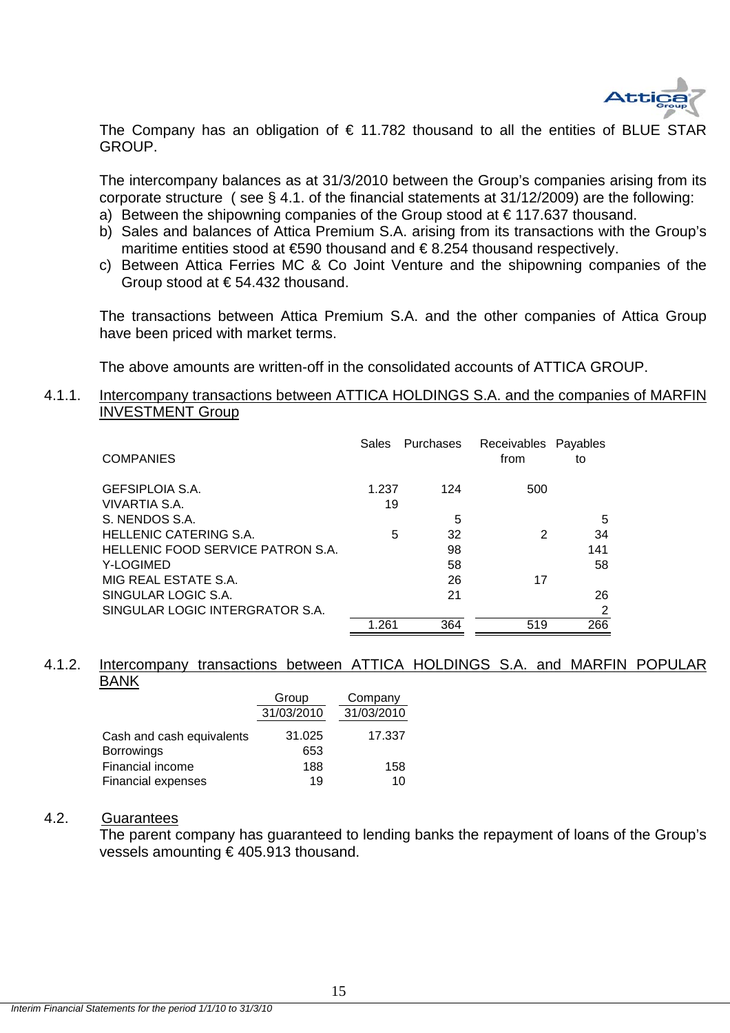The Company has an obligation of € 11.782 thousand to all the entities of BLUE STAR GROUP.

The intercompany balances as at 31/3/2010 between the Group's companies arising from its corporate structure ( see § 4.1. of the financial statements at 31/12/2009) are the following:

a) Between the shipowning companies of the Group stood at € 117.637 thousand.
b) Sales and balances of Attica Premium S.A. arising from its transactions with the Group's maritime entities stood at €590 thousand and € 8.254 thousand respectively.
c) Between Attica Ferries MC & Co Joint Venture and the shipowning companies of the Group stood at € 54.432 thousand.

The transactions between Attica Premium S.A. and the other companies of Attica Group have been priced with market terms.

The above amounts are written-off in the consolidated accounts of ATTICA GROUP.

### 4.1.1. Intercompany transactions between ATTICA HOLDINGS S.A. and the companies of MARFIN INVESTMENT Group

| COMPANIES | Sales | Purchases | Receivables from | Payables to |
|---|---|---|---|---|
| GEFSIPLOIA S.A. | 1.237 | 124 | 500 | |
| VIVARTIA S.A. | 19 | | | |
| S. NENDOS S.A. | | 5 | | 5 |
| HELLENIC CATERING S.A. | 5 | 32 | 2 | 34 |
| HELLENIC FOOD SERVICE PATRON S.A. | | 98 | | 141 |
| Y-LOGIMED | | 58 | | 58 |
| MIG REAL ESTATE S.A. | | 26 | 17 | |
| SINGULAR LOGIC S.A. | | 21 | | 26 |
| SINGULAR LOGIC INTERGRATOR S.A. | | | | 2 |
| | 1.261 | 364 | 519 | 266 |

### 4.1.2. Intercompany transactions between ATTICA HOLDINGS S.A. and MARFIN POPULAR BANK

| | Group 31/03/2010 | Company 31/03/2010 |
|---|---|---|
| Cash and cash equivalents | 31.025 | 17.337 |
| Borrowings | 653 | |
| Financial income | 188 | 158 |
| Financial expenses | 19 | 10 |

### 4.2. Guarantees

The parent company has guaranteed to lending banks the repayment of loans of the Group's vessels amounting € 405.913 thousand.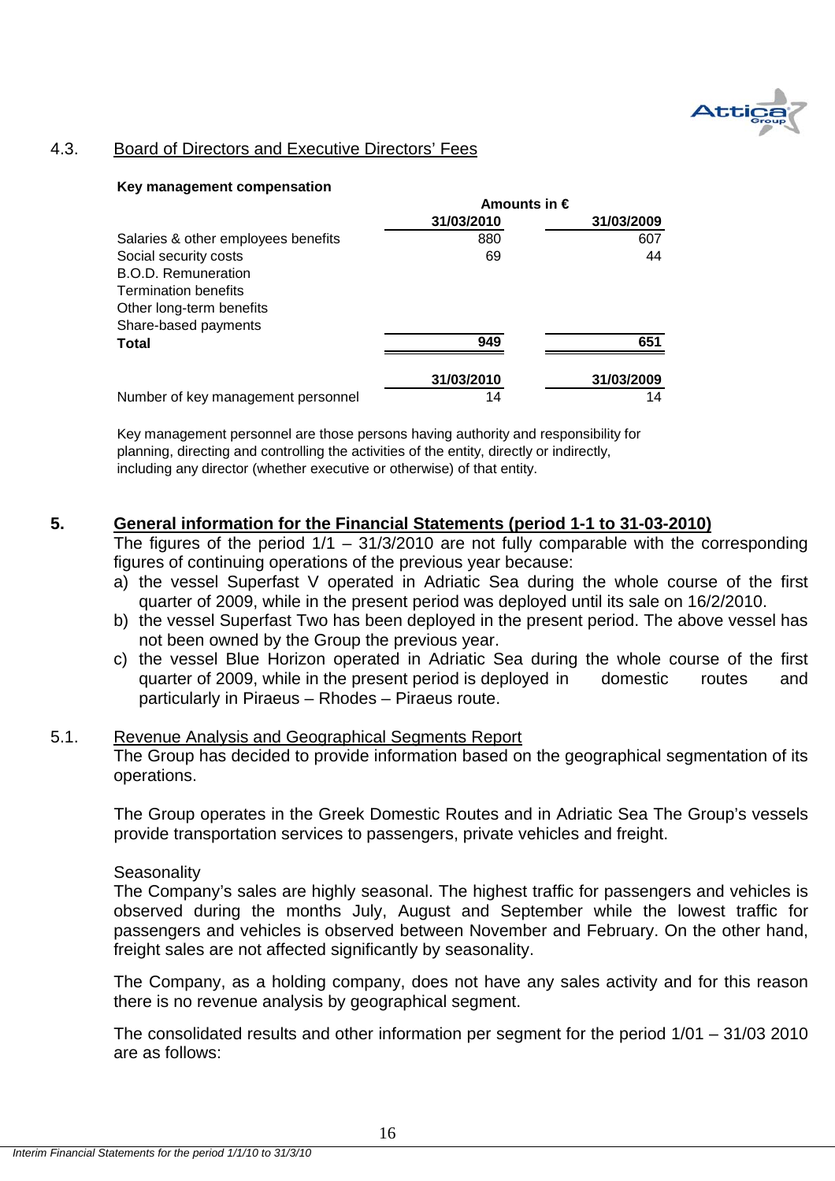### 4.3. Board of Directors and Executive Directors' Fees

**Key management compensation**

| | Amounts in € | |
|---|---|---|
| | **31/03/2010** | **31/03/2009** |
| Salaries & other employees benefits | 880 | 607 |
| Social security costs | 69 | 44 |
| B.O.D. Remuneration | | |
| Termination benefits | | |
| Other long-term benefits | | |
| Share-based payments | | |
| **Total** | **949** | **651** |

| | **31/03/2010** | **31/03/2009** |
|---|---|---|
| Number of key management personnel | 14 | 14 |

Key management personnel are those persons having authority and responsibility for planning, directing and controlling the activities of the entity, directly or indirectly, including any director (whether executive or otherwise) of that entity.

## 5. General information for the Financial Statements (period 1-1 to 31-03-2010)

The figures of the period 1/1 – 31/3/2010 are not fully comparable with the corresponding figures of continuing operations of the previous year because:

a) the vessel Superfast V operated in Adriatic Sea during the whole course of the first quarter of 2009, while in the present period was deployed until its sale on 16/2/2010.
b) the vessel Superfast Two has been deployed in the present period. The above vessel has not been owned by the Group the previous year.
c) the vessel Blue Horizon operated in Adriatic Sea during the whole course of the first quarter of 2009, while in the present period is deployed in domestic routes and particularly in Piraeus – Rhodes – Piraeus route.

### 5.1. Revenue Analysis and Geographical Segments Report

The Group has decided to provide information based on the geographical segmentation of its operations.

The Group operates in the Greek Domestic Routes and in Adriatic Sea The Group's vessels provide transportation services to passengers, private vehicles and freight.

Seasonality

The Company's sales are highly seasonal. The highest traffic for passengers and vehicles is observed during the months July, August and September while the lowest traffic for passengers and vehicles is observed between November and February. On the other hand, freight sales are not affected significantly by seasonality.

The Company, as a holding company, does not have any sales activity and for this reason there is no revenue analysis by geographical segment.

The consolidated results and other information per segment for the period 1/01 – 31/03 2010 are as follows: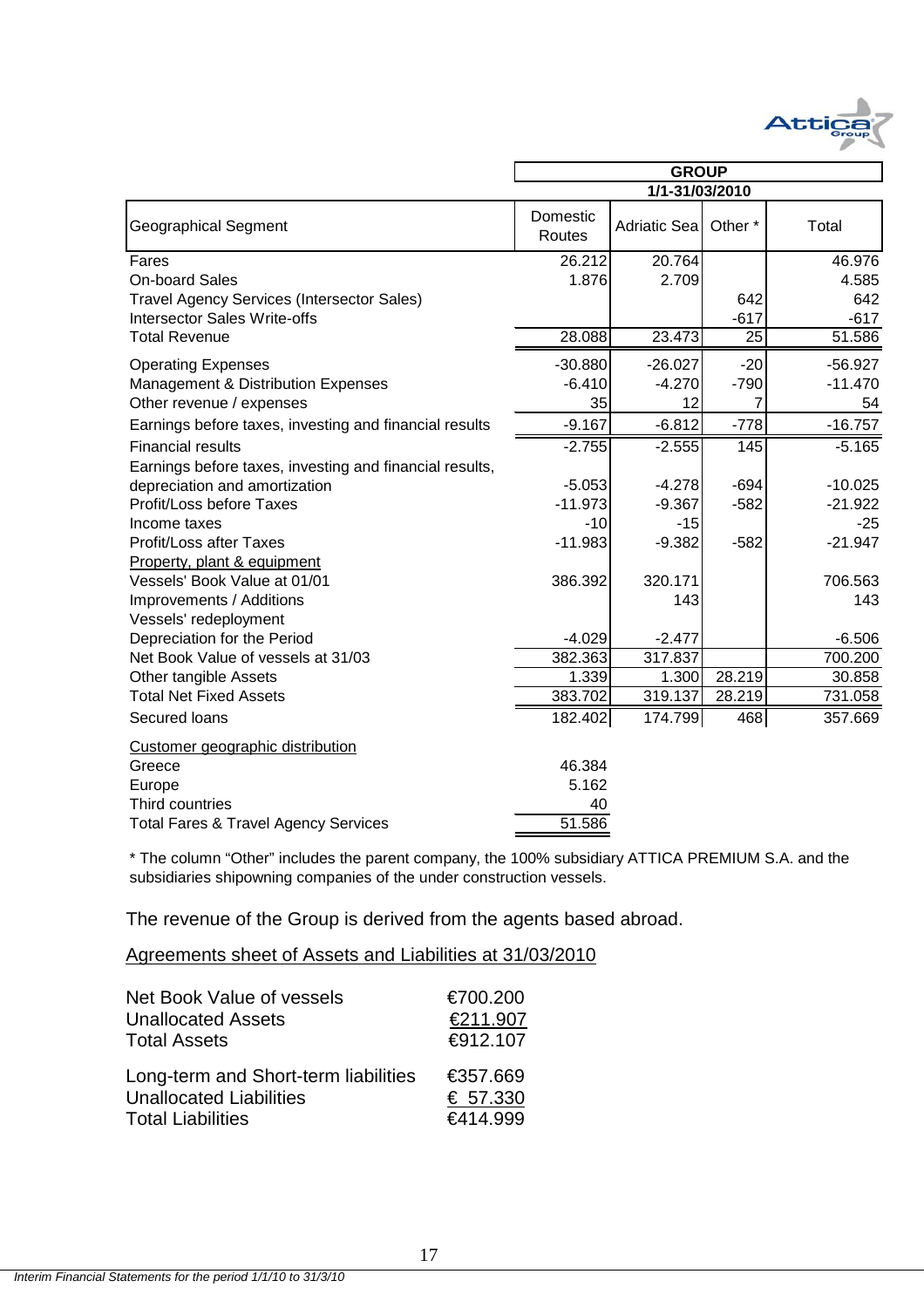| Geographical Segment | GROUP 1/1-31/03/2010 | | | |
|---|---|---|---|---|
| | Domestic Routes | Adriatic Sea | Other * | Total |
| Fares | 26.212 | 20.764 | | 46.976 |
| On-board Sales | 1.876 | 2.709 | | 4.585 |
| Travel Agency Services (Intersector Sales) | | | 642 | 642 |
| Intersector Sales Write-offs | | | -617 | -617 |
| Total Revenue | 28.088 | 23.473 | 25 | 51.586 |
| Operating Expenses | -30.880 | -26.027 | -20 | -56.927 |
| Management & Distribution Expenses | -6.410 | -4.270 | -790 | -11.470 |
| Other revenue / expenses | 35 | 12 | 7 | 54 |
| Earnings before taxes, investing and financial results | -9.167 | -6.812 | -778 | -16.757 |
| Financial results | -2.755 | -2.555 | 145 | -5.165 |
| Earnings before taxes, investing and financial results, depreciation and amortization | -5.053 | -4.278 | -694 | -10.025 |
| Profit/Loss before Taxes | -11.973 | -9.367 | -582 | -21.922 |
| Income taxes | -10 | -15 | | -25 |
| Profit/Loss after Taxes | -11.983 | -9.382 | -582 | -21.947 |
| Property, plant & equipment | | | | |
| Vessels' Book Value at 01/01 | 386.392 | 320.171 | | 706.563 |
| Improvements / Additions | | 143 | | 143 |
| Vessels' redeployment | | | | |
| Depreciation for the Period | -4.029 | -2.477 | | -6.506 |
| Net Book Value of vessels at 31/03 | 382.363 | 317.837 | | 700.200 |
| Other tangible Assets | 1.339 | 1.300 | 28.219 | 30.858 |
| Total Net Fixed Assets | 383.702 | 319.137 | 28.219 | 731.058 |
| Secured loans | 182.402 | 174.799 | 468 | 357.669 |
| Customer geographic distribution | | | | |
| Greece | 46.384 | | | |
| Europe | 5.162 | | | |
| Third countries | 40 | | | |
| Total Fares & Travel Agency Services | 51.586 | | | |

* The column "Other" includes the parent company, the 100% subsidiary ATTICA PREMIUM S.A. and the subsidiaries shipowning companies of the under construction vessels.

The revenue of the Group is derived from the agents based abroad.

Agreements sheet of Assets and Liabilities at 31/03/2010

| | |
|---|---|
| Net Book Value of vessels | €700.200 |
| Unallocated Assets | €211.907 |
| Total Assets | €912.107 |
| Long-term and Short-term liabilities | €357.669 |
| Unallocated Liabilities | € 57.330 |
| Total Liabilities | €414.999 |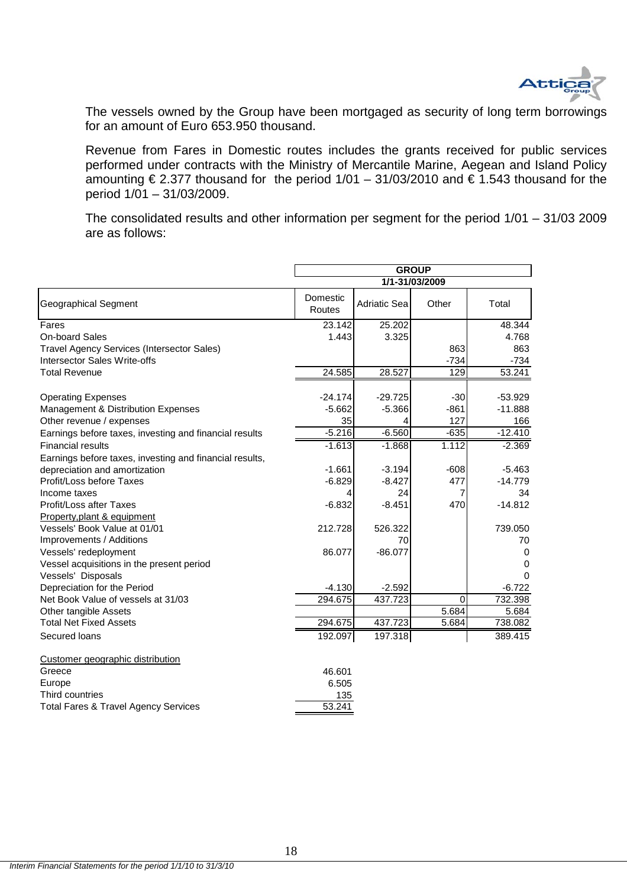The vessels owned by the Group have been mortgaged as security of long term borrowings for an amount of Euro 653.950 thousand.

Revenue from Fares in Domestic routes includes the grants received for public services performed under contracts with the Ministry of Mercantile Marine, Aegean and Island Policy amounting € 2.377 thousand for the period 1/01 – 31/03/2010 and € 1.543 thousand for the period 1/01 – 31/03/2009.

The consolidated results and other information per segment for the period 1/01 – 31/03 2009 are as follows:

| | GROUP | | | |
|---|---|---|---|---|
| | 1/1-31/03/2009 | | | |
| Geographical Segment | Domestic Routes | Adriatic Sea | Other | Total |
| Fares | 23.142 | 25.202 | | 48.344 |
| On-board Sales | 1.443 | 3.325 | | 4.768 |
| Travel Agency Services (Intersector Sales) | | | 863 | 863 |
| Intersector Sales Write-offs | | | -734 | -734 |
| Total Revenue | 24.585 | 28.527 | 129 | 53.241 |
| | | | | |
| Operating Expenses | -24.174 | -29.725 | -30 | -53.929 |
| Management & Distribution Expenses | -5.662 | -5.366 | -861 | -11.888 |
| Other revenue / expenses | 35 | 4 | 127 | 166 |
| Earnings before taxes, investing and financial results | -5.216 | -6.560 | -635 | -12.410 |
| Financial results | -1.613 | -1.868 | 1.112 | -2.369 |
| Earnings before taxes, investing and financial results, depreciation and amortization | -1.661 | -3.194 | -608 | -5.463 |
| Profit/Loss before Taxes | -6.829 | -8.427 | 477 | -14.779 |
| Income taxes | 4 | 24 | 7 | 34 |
| Profit/Loss after Taxes | -6.832 | -8.451 | 470 | -14.812 |
| Property,plant & equipment | | | | |
| Vessels' Book Value at 01/01 | 212.728 | 526.322 | | 739.050 |
| Improvements / Additions | | 70 | | 70 |
| Vessels' redeployment | 86.077 | -86.077 | | 0 |
| Vessel acquisitions in the present period | | | | 0 |
| Vessels' Disposals | | | | 0 |
| Depreciation for the Period | -4.130 | -2.592 | | -6.722 |
| Net Book Value of vessels at 31/03 | 294.675 | 437.723 | 0 | 732.398 |
| Other tangible Assets | | | 5.684 | 5.684 |
| Total Net Fixed Assets | 294.675 | 437.723 | 5.684 | 738.082 |
| Secured loans | 192.097 | 197.318 | | 389.415 |

| Customer geographic distribution | |
|---|---|
| Greece | 46.601 |
| Europe | 6.505 |
| Third countries | 135 |
| Total Fares & Travel Agency Services | 53.241 |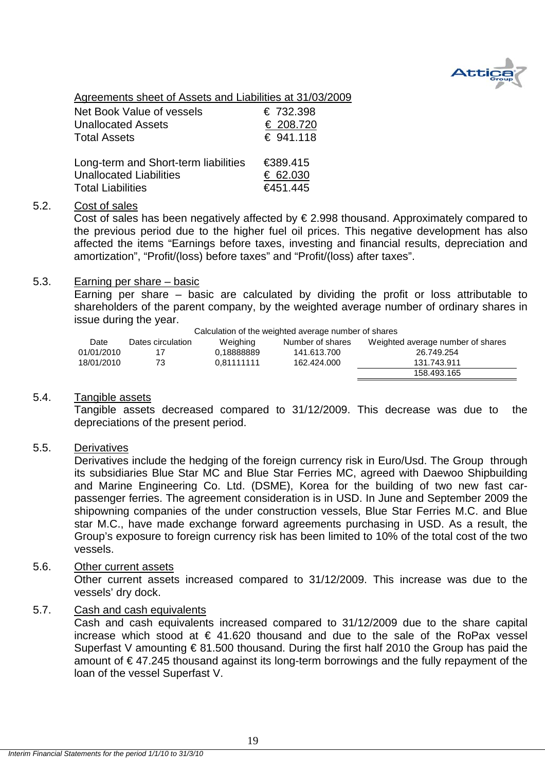Agreements sheet of Assets and Liabilities at 31/03/2009

| | |
|---|---|
| Net Book Value of vessels | € 732.398 |
| Unallocated Assets | € 208.720 |
| Total Assets | € 941.118 |
| | |
| Long-term and Short-term liabilities | €389.415 |
| Unallocated Liabilities | € 62.030 |
| Total Liabilities | €451.445 |

5.2. Cost of sales

Cost of sales has been negatively affected by € 2.998 thousand. Approximately compared to the previous period due to the higher fuel oil prices. This negative development has also affected the items "Earnings before taxes, investing and financial results, depreciation and amortization", "Profit/(loss) before taxes" and "Profit/(loss) after taxes".

5.3. Earning per share – basic

Earning per share – basic are calculated by dividing the profit or loss attributable to shareholders of the parent company, by the weighted average number of ordinary shares in issue during the year.

Calculation of the weighted average number of shares

| Date | Dates circulation | Weighing | Number of shares | Weighted average number of shares |
|---|---|---|---|---|
| 01/01/2010 | 17 | 0,18888889 | 141.613.700 | 26.749.254 |
| 18/01/2010 | 73 | 0,81111111 | 162.424.000 | 131.743.911 |
| | | | | 158.493.165 |

5.4. Tangible assets

Tangible assets decreased compared to 31/12/2009. This decrease was due to the depreciations of the present period.

5.5. Derivatives

Derivatives include the hedging of the foreign currency risk in Euro/Usd. The Group through its subsidiaries Blue Star MC and Blue Star Ferries MC, agreed with Daewoo Shipbuilding and Marine Engineering Co. Ltd. (DSME), Korea for the building of two new fast car-passenger ferries. The agreement consideration is in USD. In June and September 2009 the shipowning companies of the under construction vessels, Blue Star Ferries M.C. and Blue star M.C., have made exchange forward agreements purchasing in USD. As a result, the Group's exposure to foreign currency risk has been limited to 10% of the total cost of the two vessels.

5.6. Other current assets

Other current assets increased compared to 31/12/2009. This increase was due to the vessels' dry dock.

5.7. Cash and cash equivalents

Cash and cash equivalents increased compared to 31/12/2009 due to the share capital increase which stood at € 41.620 thousand and due to the sale of the RoPax vessel Superfast V amounting € 81.500 thousand. During the first half 2010 the Group has paid the amount of € 47.245 thousand against its long-term borrowings and the fully repayment of the loan of the vessel Superfast V.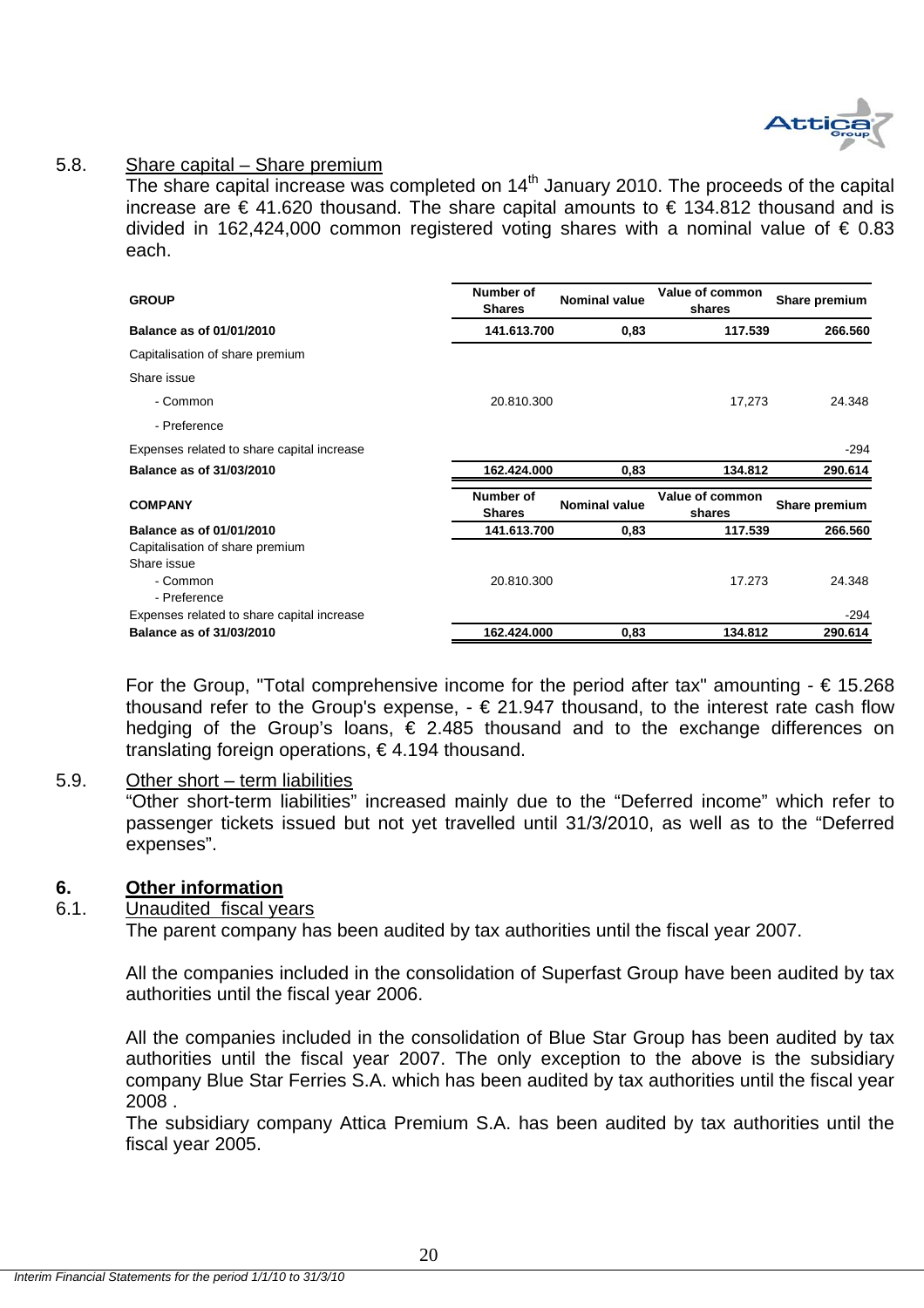5.8. Share capital – Share premium

The share capital increase was completed on 14th January 2010. The proceeds of the capital increase are € 41.620 thousand. The share capital amounts to € 134.812 thousand and is divided in 162,424,000 common registered voting shares with a nominal value of € 0.83 each.

| GROUP | Number of Shares | Nominal value | Value of common shares | Share premium |
|---|---|---|---|---|
| **Balance as of 01/01/2010** | **141.613.700** | **0,83** | **117.539** | **266.560** |
| Capitalisation of share premium | | | | |
| Share issue | | | | |
| - Common | 20.810.300 | | 17,273 | 24.348 |
| - Preference | | | | |
| Expenses related to share capital increase | | | | -294 |
| **Balance as of 31/03/2010** | **162.424.000** | **0,83** | **134.812** | **290.614** |

| COMPANY | Number of Shares | Nominal value | Value of common shares | Share premium |
|---|---|---|---|---|
| **Balance as of 01/01/2010** | **141.613.700** | **0,83** | **117.539** | **266.560** |
| Capitalisation of share premium | | | | |
| Share issue | | | | |
| - Common | 20.810.300 | | 17.273 | 24.348 |
| - Preference | | | | |
| Expenses related to share capital increase | | | | -294 |
| **Balance as of 31/03/2010** | **162.424.000** | **0,83** | **134.812** | **290.614** |

For the Group, "Total comprehensive income for the period after tax" amounting - € 15.268 thousand refer to the Group's expense, - € 21.947 thousand, to the interest rate cash flow hedging of the Group's loans, € 2.485 thousand and to the exchange differences on translating foreign operations, € 4.194 thousand.

5.9. Other short – term liabilities

"Other short-term liabilities" increased mainly due to the "Deferred income" which refer to passenger tickets issued but not yet travelled until 31/3/2010, as well as to the "Deferred expenses".

## 6. Other information

6.1. Unaudited fiscal years

The parent company has been audited by tax authorities until the fiscal year 2007.

All the companies included in the consolidation of Superfast Group have been audited by tax authorities until the fiscal year 2006.

All the companies included in the consolidation of Blue Star Group has been audited by tax authorities until the fiscal year 2007. The only exception to the above is the subsidiary company Blue Star Ferries S.A. which has been audited by tax authorities until the fiscal year 2008 .

The subsidiary company Attica Premium S.A. has been audited by tax authorities until the fiscal year 2005.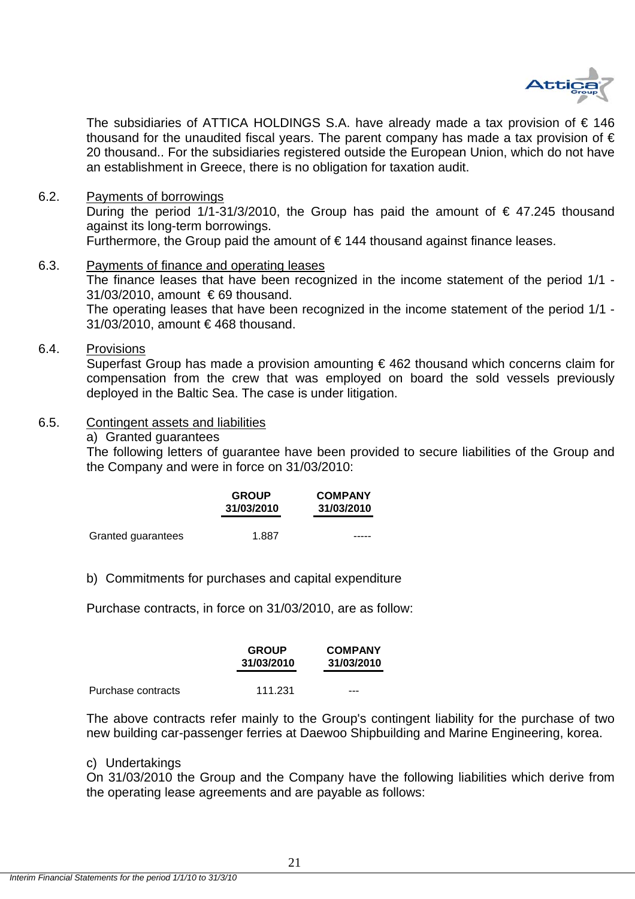The subsidiaries of ATTICA HOLDINGS S.A. have already made a tax provision of € 146 thousand for the unaudited fiscal years. The parent company has made a tax provision of € 20 thousand.. For the subsidiaries registered outside the European Union, which do not have an establishment in Greece, there is no obligation for taxation audit.

6.2. Payments of borrowings

During the period 1/1-31/3/2010, the Group has paid the amount of € 47.245 thousand against its long-term borrowings.

Furthermore, the Group paid the amount of € 144 thousand against finance leases.

6.3. Payments of finance and operating leases

The finance leases that have been recognized in the income statement of the period 1/1 - 31/03/2010, amount € 69 thousand.

The operating leases that have been recognized in the income statement of the period 1/1 - 31/03/2010, amount € 468 thousand.

6.4. Provisions

Superfast Group has made a provision amounting € 462 thousand which concerns claim for compensation from the crew that was employed on board the sold vessels previously deployed in the Baltic Sea. The case is under litigation.

6.5. Contingent assets and liabilities

a) Granted guarantees

The following letters of guarantee have been provided to secure liabilities of the Group and the Company and were in force on 31/03/2010:

| | GROUP 31/03/2010 | COMPANY 31/03/2010 |
|---|---|---|
| Granted guarantees | 1.887 | ----- |

b) Commitments for purchases and capital expenditure

Purchase contracts, in force on 31/03/2010, are as follow:

| | GROUP 31/03/2010 | COMPANY 31/03/2010 |
|---|---|---|
| Purchase contracts | 111.231 | --- |

The above contracts refer mainly to the Group's contingent liability for the purchase of two new building car-passenger ferries at Daewoo Shipbuilding and Marine Engineering, korea.

c) Undertakings

On 31/03/2010 the Group and the Company have the following liabilities which derive from the operating lease agreements and are payable as follows: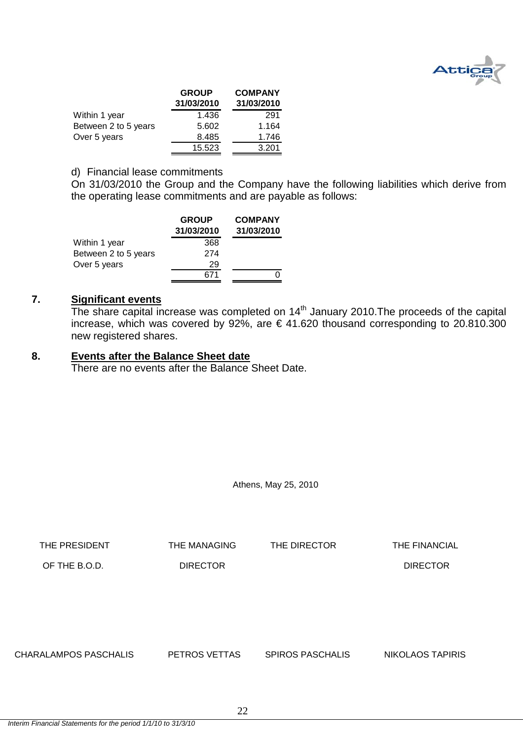| | GROUP 31/03/2010 | COMPANY 31/03/2010 |
|---|---|---|
| Within 1 year | 1.436 | 291 |
| Between 2 to 5 years | 5.602 | 1.164 |
| Over 5 years | 8.485 | 1.746 |
| | 15.523 | 3.201 |

d) Financial lease commitments

On 31/03/2010 the Group and the Company have the following liabilities which derive from the operating lease commitments and are payable as follows:

| | GROUP 31/03/2010 | COMPANY 31/03/2010 |
|---|---|---|
| Within 1 year | 368 | |
| Between 2 to 5 years | 274 | |
| Over 5 years | 29 | |
| | 671 | 0 |

## 7. Significant events

The share capital increase was completed on 14th January 2010.The proceeds of the capital increase, which was covered by 92%, are € 41.620 thousand corresponding to 20.810.300 new registered shares.

## 8. Events after the Balance Sheet date

There are no events after the Balance Sheet Date.

Athens, May 25, 2010

| THE PRESIDENT OF THE B.O.D. | THE MANAGING DIRECTOR | THE DIRECTOR | THE FINANCIAL DIRECTOR |
|---|---|---|---|
| CHARALAMPOS PASCHALIS | PETROS VETTAS | SPIROS PASCHALIS | NIKOLAOS TAPIRIS |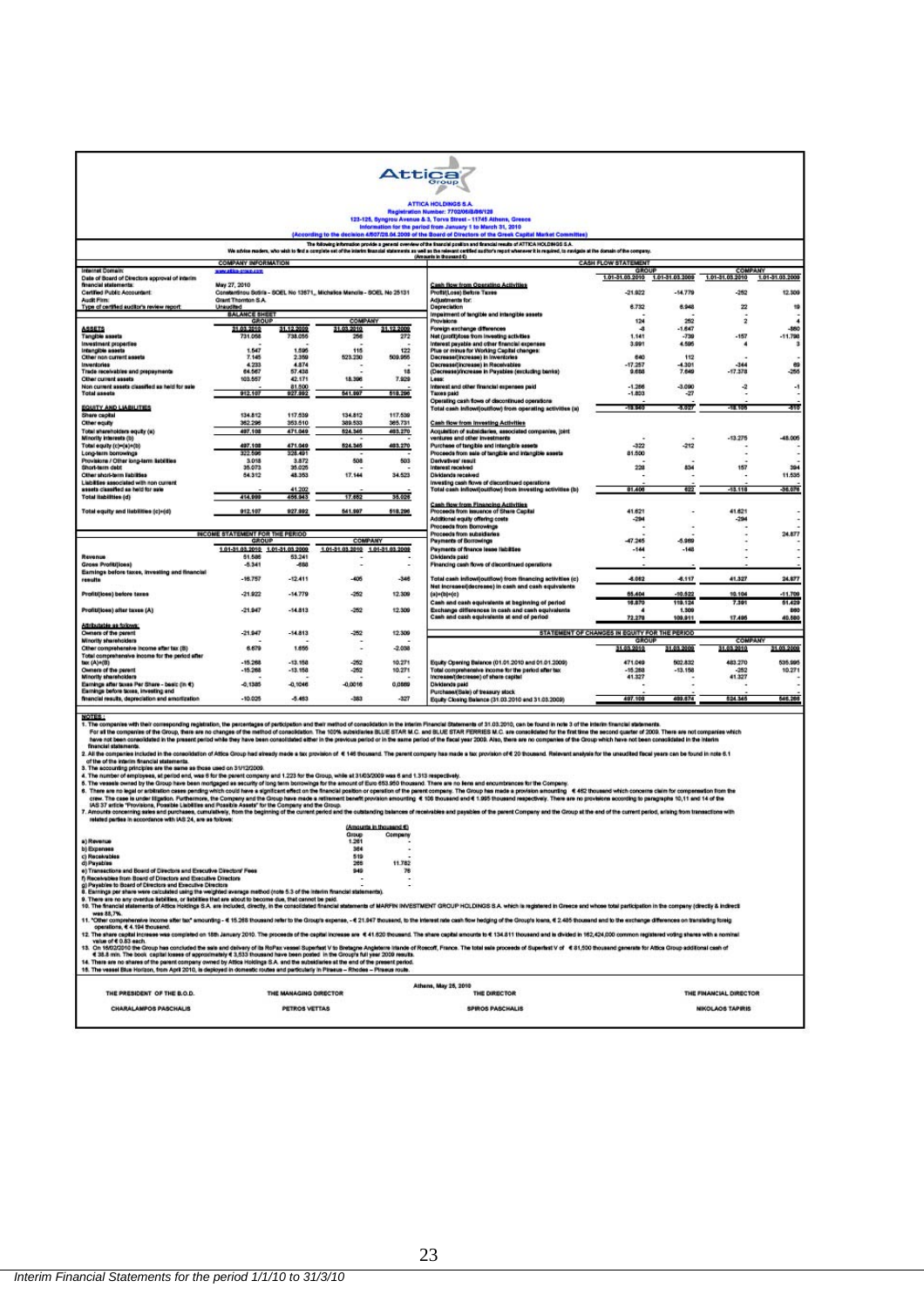# ATTICA HOLDINGS S.A.

**Registration Number: 7702/06/B/86/128**

**123-125, Syngrou Avenue & 3, Torva Street - 11745 Athens, Greece**

**Information for the period from January 1 to March 31, 2010**

**(According to the decision 4/507/28.04.2009 of the Board of Directors of the Greek Capital Market Committee)**

The following information provide a general overview of the financial position and financial results of ATTICA HOLDINGS S.A.
We advise readers, who wish to find a complete set of the interim financial statements as well as the relevant certified auditor's report whenever it is required, to navigate at the domain of the company.

(Amounts in thousand €)

## COMPANY INFORMATION

| | |
|---|---|
| Internet Domain: | www.attica-group.com |
| Date of Board of Directors approval of interim financial statements: | May 27, 2010 |
| Certified Public Accountant: | Constantinou Sotiris - SOEL No 13671, Michalios Manolis - SOEL No 25131 |
| Audit Firm: | Grant Thornton S.A. |
| Type of certified auditor's review report: | Unaudited |

## BALANCE SHEET

| | GROUP | | COMPANY | |
|---|---|---|---|---|
| **ASSETS** | **31.03.2010** | **31.12.2009** | **31.03.2010** | **31.12.2009** |
| Tangible assets | 731.058 | 738.055 | 256 | 272 |
| Investment properties | - | - | - | - |
| Intangible assets | 1.547 | 1.595 | 115 | 122 |
| Other non current assets | 7.145 | 2.359 | 523.230 | 509.955 |
| Inventories | 4.233 | 4.874 | - | - |
| Trade receivables and prepayments | 64.567 | 57.438 | - | 18 |
| Other current assets | 103.557 | 42.171 | 18.396 | 7.929 |
| Non current assets classified as held for sale | - | 81.500 | - | - |
| **Total assets** | **912.107** | **927.992** | **541.997** | **518.296** |
| **EQUITY AND LIABILITIES** | | | | |
| Share capital | 134.812 | 117.539 | 134.812 | 117.539 |
| Other equity | 362.296 | 353.510 | 389.533 | 365.731 |
| Total shareholders equity (a) | 497.108 | 471.049 | 524.345 | 483.270 |
| Minority interests (b) | - | - | - | - |
| Total equity (c)=(a)+(b) | 497.108 | 471.049 | 524.345 | 483.270 |
| Long-term borrowings | 322.596 | 328.491 | - | - |
| Provisions / Other long-term liabilities | 3.018 | 3.872 | 508 | 503 |
| Short-term debt | 35.073 | 35.025 | - | - |
| Other short-term liabilities | 54.312 | 48.353 | 17.144 | 34.523 |
| Liabilities associated with non current assets classified as held for sale | - | 41.202 | - | - |
| **Total liabilities (d)** | **414.999** | **456.943** | **17.652** | **35.026** |
| **Total equity and liabilities (c)+(d)** | **912.107** | **927.992** | **541.997** | **518.296** |

## INCOME STATEMENT FOR THE PERIOD

| | GROUP | | COMPANY | |
|---|---|---|---|---|
| | **1.01-31.03.2010** | **1.01-31.03.2009** | **1.01-31.03.2010** | **1.01-31.03.2009** |
| Revenue | 51.586 | 53.241 | - | - |
| Gross Profit/(loss) | -5.341 | -698 | - | - |
| Earnings before taxes, investing and financial results | -16.757 | -12.411 | -405 | -346 |
| Profit/(loss) before taxes | -21.922 | -14.779 | -252 | 12.309 |
| Profit/(loss) after taxes (A) | -21.947 | -14.813 | -252 | 12.309 |
| Attributable as follows: | | | | |
| Owners of the parent | -21.947 | -14.813 | -252 | 12.309 |
| Minority shareholders | - | - | - | - |
| Other comprehensive income after tax (B) | 6.679 | 1.655 | - | -2.038 |
| Total comprehensive income for the period after tax (A)+(B) | -15.268 | -13.158 | -252 | 10.271 |
| Owners of the parent | -15.268 | -13.158 | -252 | 10.271 |
| Minority shareholders | - | - | - | - |
| Earnings after taxes Per Share - basic (in €) | -0,1385 | -0,1046 | -0,0016 | 0,0869 |
| Earnings before taxes, investing and financial results, depreciation and amortization | -10.025 | -5.463 | -383 | -327 |

## CASH FLOW STATEMENT

| | GROUP | | COMPANY | |
|---|---|---|---|---|
| | **1.01-31.03.2010** | **1.01-31.03.2009** | **1.01-31.03.2010** | **1.01-31.03.2009** |
| **Cash flow from Operating Activities** | | | | |
| Profit/(Loss) Before Taxes | -21.922 | -14.779 | -252 | 12.309 |
| Adjustments for: | | | | |
| Depreciation | 6.732 | 6.948 | 22 | 19 |
| Impairment of tangible and intangible assets | - | - | - | - |
| Provisions | 124 | 252 | 2 | 4 |
| Foreign exchange differences | -8 | -1.647 | - | -880 |
| Net (profit)/loss from investing activities | 1.141 | -739 | -157 | -11.798 |
| Interest payable and other financial expenses | 3.991 | 4.595 | 4 | 3 |
| Plus or minus for Working Capital changes: | | | | |
| Decrease/(increase) in Inventories | 640 | 112 | - | - |
| Decrease/(increase) in Receivables | -17.257 | -4.301 | -344 | 69 |
| (Decrease)/increase in Payables (excluding banks) | 9.658 | 7.649 | -17.378 | -255 |
| Less: | | | | |
| Interest and other financial expenses paid | -1.266 | -3.090 | -2 | -1 |
| Taxes paid | -1.803 | -27 | - | - |
| Operating cash flows of discontinued operations | - | - | - | - |
| Total cash inflow/(outflow) from operating activities (a) | -19.940 | -5.027 | -18.105 | -510 |
| **Cash flow from Investing Activities** | | | | |
| Acquisition of subsidiaries, associated companies, joint ventures and other investments | - | - | -13.275 | -48.005 |
| Purchase of tangible and intangible assets | -322 | -212 | - | - |
| Proceeds from sale of tangible and intangible assets | 81.500 | - | - | - |
| Derivatives' result | - | - | - | - |
| Interest received | 228 | 834 | 157 | 394 |
| Dividends received | - | - | - | 11.535 |
| Investing cash flows of discontinued operations | - | - | - | - |
| Total cash inflow/(outflow) from investing activities (b) | 81.406 | 622 | -13.118 | -36.076 |
| **Cash flow from Financing Activities** | | | | |
| Proceeds from issuance of Share Capital | 41.621 | - | 41.621 | - |
| Additional equity offering costs | -294 | - | -294 | - |
| Proceeds from Borrowings | - | - | - | - |
| Proceeds from subsidiaries | - | - | - | 24.677 |
| Payments of Borrowings | -47.245 | -5.969 | - | - |
| Payments of finance lease liabilities | -144 | -148 | - | - |
| Dividends paid | - | - | - | - |
| Financing cash flows of discontinued operations | - | - | - | - |
| Total cash inflow/(outflow) from financing activities (c) | -6.062 | -6.117 | 41.327 | 24.677 |
| Net increase/(decrease) in cash and cash equivalents (a)+(b)+(c) | 55.404 | -10.522 | 10.104 | -11.709 |
| Cash and cash equivalents at beginning of period | 16.870 | 119.124 | 7.391 | 51.429 |
| Exchange differences in cash and cash equivalents | 4 | 1.309 | - | 860 |
| Cash and cash equivalents at end of period | 72.278 | 109.911 | 17.495 | 40.580 |

## STATEMENT OF CHANGES IN EQUITY FOR THE PERIOD

| | GROUP | | COMPANY | |
|---|---|---|---|---|
| | **31.03.2010** | **31.03.2009** | **31.03.2010** | **31.03.2009** |
| Equity Opening Balance (01.01.2010 and 01.01.2009) | 471.049 | 502.832 | 483.270 | 535.995 |
| Total comprehensive income for the period after tax | -15.268 | -13.158 | -252 | 10.271 |
| Increase/(decrease) of share capital | 41.327 | - | 41.327 | - |
| Dividends paid | - | - | - | - |
| Purchase/(sale) of treasury stock | - | - | - | - |
| Equity Closing Balance (31.03.2010 and 31.03.2009) | 497.108 | 489.674 | 524.345 | 546.266 |

**NOTES :**

1. The companies with their corresponding registration, the percentages of participation and their method of consolidation in the interim Financial Statements of 31.03.2010, can be found in note 3 of the interim financial statements. For all the companies of the Group, there are no changes of the method of consolidation. The 100% subsidiaries BLUE STAR M.C. and BLUE STAR FERRIES M.C. are consolidated for the first time the second quarter of 2009. There are not companies which have not been consolidated in the present period while they have been consolidated either in the previous period or in the same period of the fiscal year 2009. Also, there are no companies of the Group which have not been consolidated in the interim financial statements.
2. All the companies included in the consolidation of Attica Group had already made a tax provision of € 146 thousand. The parent company has made a tax provision of € 20 thousand. Relevant analysis for the unaudited fiscal years can be found in note 6.1 of the of the interim financial statements.
3. The accounting principles are the same as those used on 31/12/2009.
4. The number of employees, at period end, was 6 for the parent company and 1.223 for the Group, while at 31/03/2009 was 6 and 1.313 respectively.
5. The vessels owned by the Group have been mortgaged as security of long term borrowings for the amount of Euro 653.950 thousand. There are no liens and encumbrances for the Company.
6. There are no legal or arbitration cases pending which could have a significant effect on the financial position or operation of the parent company. The Group has made a provision amounting € 462 thousand which concerns claim for compensation from the crew. The case is under litigation. Furthermore, the Company and the Group have made a retirement benefit provision amounting € 108 thousand and € 1.995 thousand respectively. There are no provisions according to paragraphs 10,11 and 14 of the IAS 37 article "Provisions, Possible Liabilities and Possible Assets" for the Company and the Group.
7. Amounts concerning sales and purchases, cumulatively, from the beginning of the current period and the outstanding balances of receivables and payables of the parent Company and the Group at the end of the current period, arising from transactions with related parties in accordance with IAS 24, are as follows:

(Amounts in thousand €)

| | Group | Company |
|---|---|---|
| a) Revenue | 1.261 | - |
| b) Expenses | 364 | - |
| c) Receivables | 519 | - |
| d) Payables | 269 | 11.782 |
| e) Transactions and Board of Directors and Executive Directors' Fees | 949 | 76 |
| f) Receivables from Board of Directors and Executive Directors | - | - |
| g) Payables to Board of Directors and Executive Directors | - | - |

8. Earnings per share were calculated using the weighted average method (note 5.3 of the interim financial statements).
9. There are no any overdue liabilities, or liabilities that are about to become due, that cannot be paid.
10. The financial statements of Attica Holdings S.A. are included, directly, in the consolidated financial statements of MARFIN INVESTMENT GROUP HOLDINGS S.A. which is registered in Greece and whose total participation in the company (directly & indirectly) was 88,7%.
11. "Other comprehensive income after tax" amounting - € 15.268 thousand refer to the Group's expense, - € 21.947 thousand, to the interest rate cash flow hedging of the Group's loans, € 2.485 thousand and to the exchange differences on translating foreign operations, € 4.194 thousand.
12. The share capital increase was completed on 18th January 2010. The proceeds of the capital increase are € 41.620 thousand. The share capital amounts to € 134.811 thousand and is divided in 162,424,000 common registered voting shares with a nominal value of € 0.83 each.
13. On 16/02/2010 the Group has concluded the sale and delivery of its RoPax vessel Superfast V to Bretagne Angleterre Irlande of Roscoff, France. The total sale proceeds of Superfast V of € 81,500 thousand generate for Attica Group additional cash of € 38.8 mln. The book capital losses of approximately € 3,533 thousand have been posted in the Group's full year 2009 results.
14. There are no shares of the parent company owned by Attica Holdings S.A. and the subsidiaries at the end of the present period.
15. The vessel Blue Horizon, from April 2010, is deployed in domestic routes and particularly in Piraeus – Rhodes – Piraeus route.

Athens, May 26, 2010

| THE PRESIDENT OF THE B.O.D. | THE MANAGING DIRECTOR | THE DIRECTOR | THE FINANCIAL DIRECTOR |
|---|---|---|---|
| CHARALAMPOS PASCHALIS | PETROS VETTAS | SPIROS PASCHALIS | NIKOLAOS TAPIRIS |